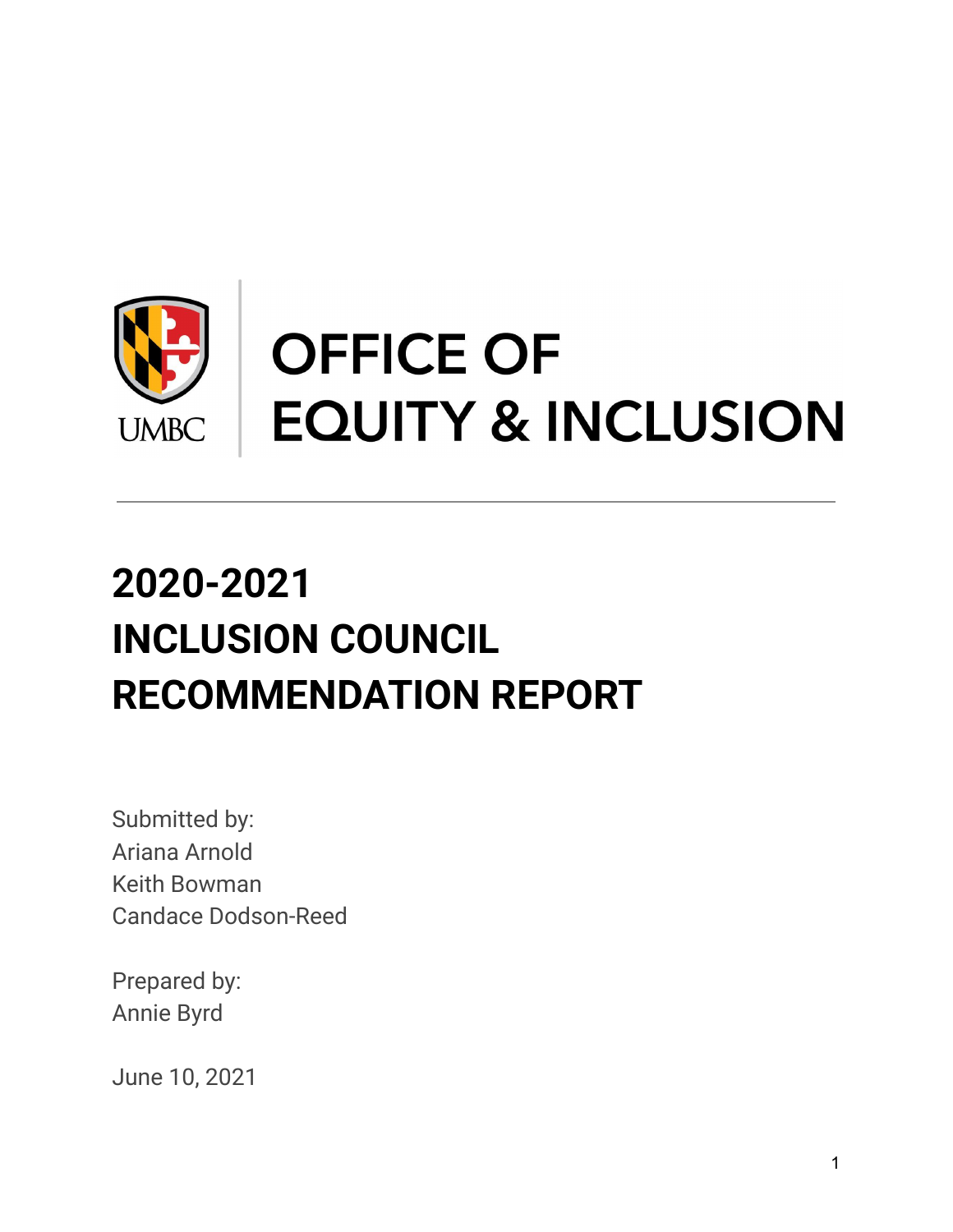UMBC

# OFFICE OF EQUITY & INCLUSION

# 2020-2021 INCLUSION COUNCIL RECOMMENDATION REPORT

Submitted by:
Ariana Arnold
Keith Bowman
Candace Dodson-Reed

Prepared by:
Annie Byrd

June 10, 2021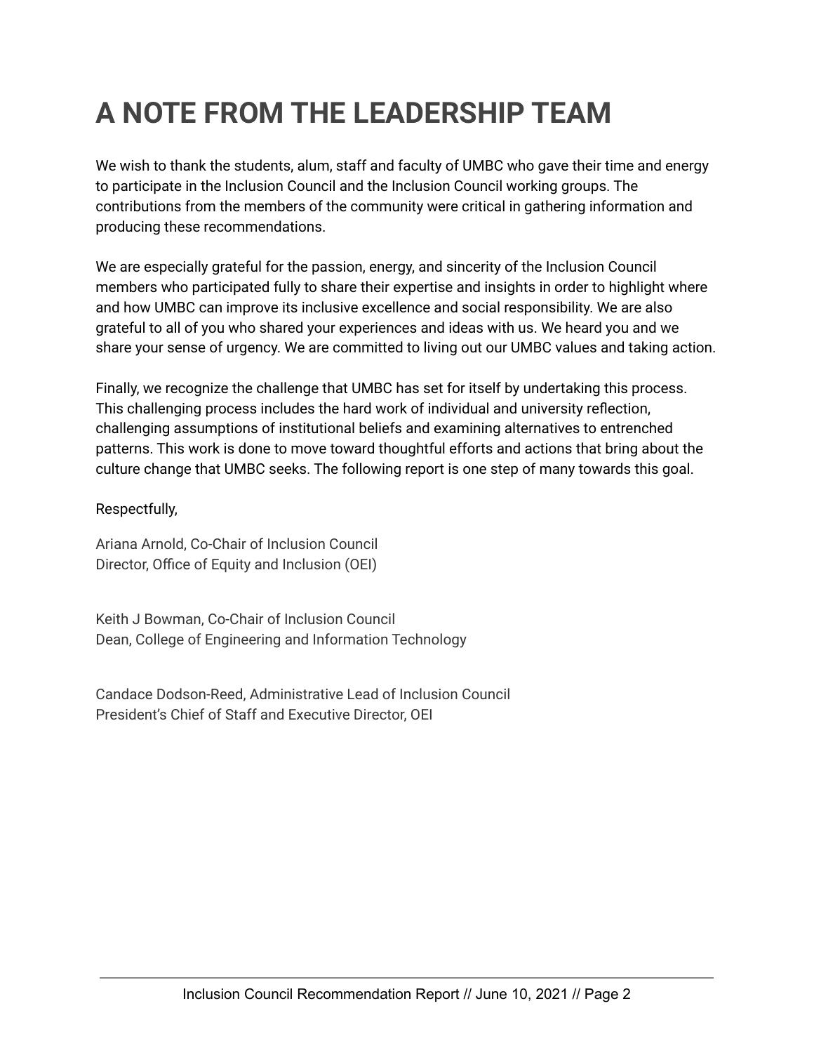# A NOTE FROM THE LEADERSHIP TEAM

We wish to thank the students, alum, staff and faculty of UMBC who gave their time and energy to participate in the Inclusion Council and the Inclusion Council working groups. The contributions from the members of the community were critical in gathering information and producing these recommendations.

We are especially grateful for the passion, energy, and sincerity of the Inclusion Council members who participated fully to share their expertise and insights in order to highlight where and how UMBC can improve its inclusive excellence and social responsibility. We are also grateful to all of you who shared your experiences and ideas with us. We heard you and we share your sense of urgency. We are committed to living out our UMBC values and taking action.

Finally, we recognize the challenge that UMBC has set for itself by undertaking this process. This challenging process includes the hard work of individual and university reflection, challenging assumptions of institutional beliefs and examining alternatives to entrenched patterns. This work is done to move toward thoughtful efforts and actions that bring about the culture change that UMBC seeks. The following report is one step of many towards this goal.

Respectfully,

Ariana Arnold, Co-Chair of Inclusion Council
Director, Office of Equity and Inclusion (OEI)

Keith J Bowman, Co-Chair of Inclusion Council
Dean, College of Engineering and Information Technology

Candace Dodson-Reed, Administrative Lead of Inclusion Council
President's Chief of Staff and Executive Director, OEI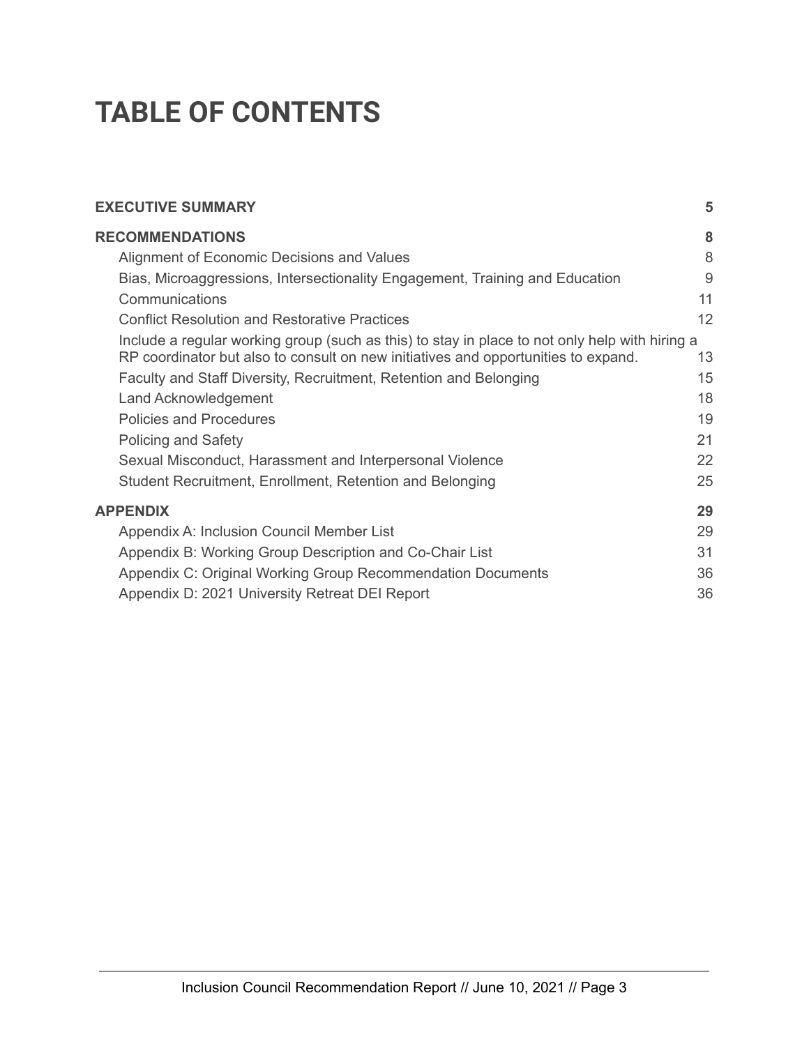# TABLE OF CONTENTS

| | |
|---|---|
| **EXECUTIVE SUMMARY** | **5** |
| **RECOMMENDATIONS** | **8** |
| Alignment of Economic Decisions and Values | 8 |
| Bias, Microaggressions, Intersectionality Engagement, Training and Education | 9 |
| Communications | 11 |
| Conflict Resolution and Restorative Practices | 12 |
| Include a regular working group (such as this) to stay in place to not only help with hiring a RP coordinator but also to consult on new initiatives and opportunities to expand. | 13 |
| Faculty and Staff Diversity, Recruitment, Retention and Belonging | 15 |
| Land Acknowledgement | 18 |
| Policies and Procedures | 19 |
| Policing and Safety | 21 |
| Sexual Misconduct, Harassment and Interpersonal Violence | 22 |
| Student Recruitment, Enrollment, Retention and Belonging | 25 |
| **APPENDIX** | **29** |
| Appendix A: Inclusion Council Member List | 29 |
| Appendix B: Working Group Description and Co-Chair List | 31 |
| Appendix C: Original Working Group Recommendation Documents | 36 |
| Appendix D: 2021 University Retreat DEI Report | 36 |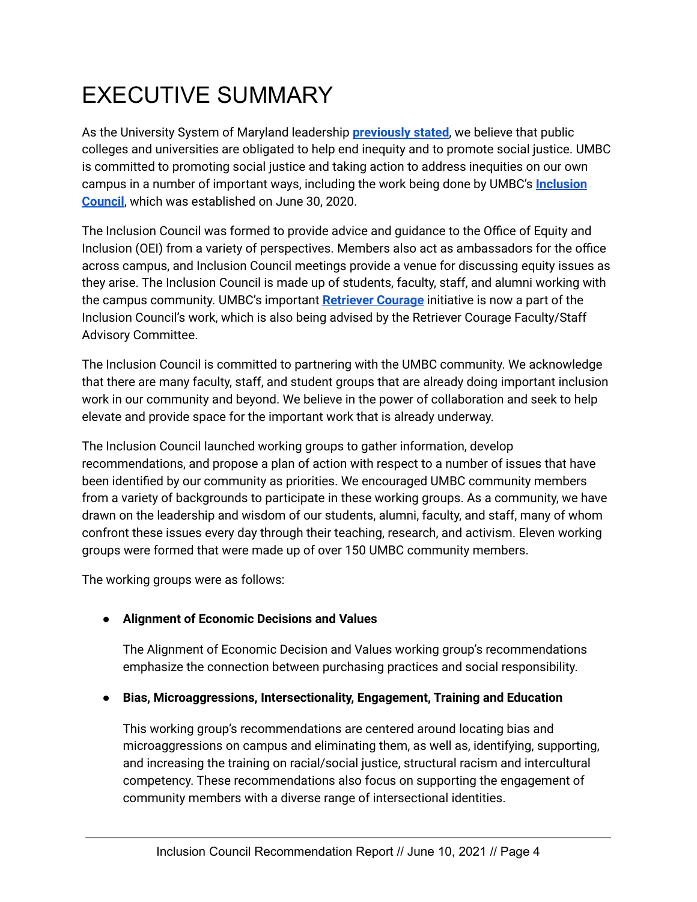# EXECUTIVE SUMMARY

As the University System of Maryland leadership **previously stated**, we believe that public colleges and universities are obligated to help end inequity and to promote social justice. UMBC is committed to promoting social justice and taking action to address inequities on our own campus in a number of important ways, including the work being done by UMBC's **Inclusion Council**, which was established on June 30, 2020.

The Inclusion Council was formed to provide advice and guidance to the Office of Equity and Inclusion (OEI) from a variety of perspectives. Members also act as ambassadors for the office across campus, and Inclusion Council meetings provide a venue for discussing equity issues as they arise. The Inclusion Council is made up of students, faculty, staff, and alumni working with the campus community. UMBC's important **Retriever Courage** initiative is now a part of the Inclusion Council's work, which is also being advised by the Retriever Courage Faculty/Staff Advisory Committee.

The Inclusion Council is committed to partnering with the UMBC community. We acknowledge that there are many faculty, staff, and student groups that are already doing important inclusion work in our community and beyond. We believe in the power of collaboration and seek to help elevate and provide space for the important work that is already underway.

The Inclusion Council launched working groups to gather information, develop recommendations, and propose a plan of action with respect to a number of issues that have been identified by our community as priorities. We encouraged UMBC community members from a variety of backgrounds to participate in these working groups. As a community, we have drawn on the leadership and wisdom of our students, alumni, faculty, and staff, many of whom confront these issues every day through their teaching, research, and activism. Eleven working groups were formed that were made up of over 150 UMBC community members.

The working groups were as follows:

- **Alignment of Economic Decisions and Values**

  The Alignment of Economic Decision and Values working group's recommendations emphasize the connection between purchasing practices and social responsibility.

- **Bias, Microaggressions, Intersectionality, Engagement, Training and Education**

  This working group's recommendations are centered around locating bias and microaggressions on campus and eliminating them, as well as, identifying, supporting, and increasing the training on racial/social justice, structural racism and intercultural competency. These recommendations also focus on supporting the engagement of community members with a diverse range of intersectional identities.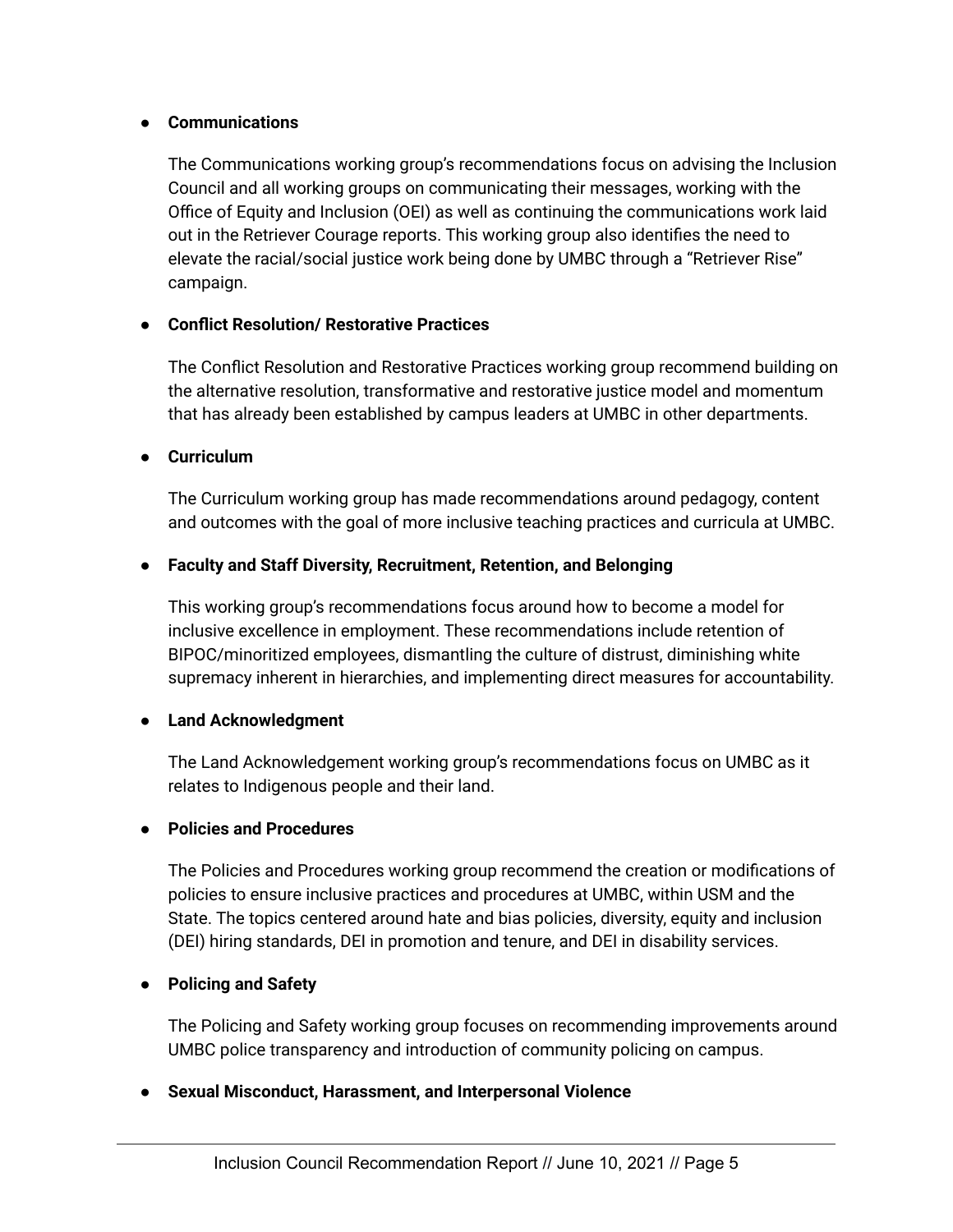- **Communications**

  The Communications working group's recommendations focus on advising the Inclusion Council and all working groups on communicating their messages, working with the Office of Equity and Inclusion (OEI) as well as continuing the communications work laid out in the Retriever Courage reports. This working group also identifies the need to elevate the racial/social justice work being done by UMBC through a "Retriever Rise" campaign.

- **Conflict Resolution/ Restorative Practices**

  The Conflict Resolution and Restorative Practices working group recommend building on the alternative resolution, transformative and restorative justice model and momentum that has already been established by campus leaders at UMBC in other departments.

- **Curriculum**

  The Curriculum working group has made recommendations around pedagogy, content and outcomes with the goal of more inclusive teaching practices and curricula at UMBC.

- **Faculty and Staff Diversity, Recruitment, Retention, and Belonging**

  This working group's recommendations focus around how to become a model for inclusive excellence in employment. These recommendations include retention of BIPOC/minoritized employees, dismantling the culture of distrust, diminishing white supremacy inherent in hierarchies, and implementing direct measures for accountability.

- **Land Acknowledgment**

  The Land Acknowledgement working group's recommendations focus on UMBC as it relates to Indigenous people and their land.

- **Policies and Procedures**

  The Policies and Procedures working group recommend the creation or modifications of policies to ensure inclusive practices and procedures at UMBC, within USM and the State. The topics centered around hate and bias policies, diversity, equity and inclusion (DEI) hiring standards, DEI in promotion and tenure, and DEI in disability services.

- **Policing and Safety**

  The Policing and Safety working group focuses on recommending improvements around UMBC police transparency and introduction of community policing on campus.

- **Sexual Misconduct, Harassment, and Interpersonal Violence**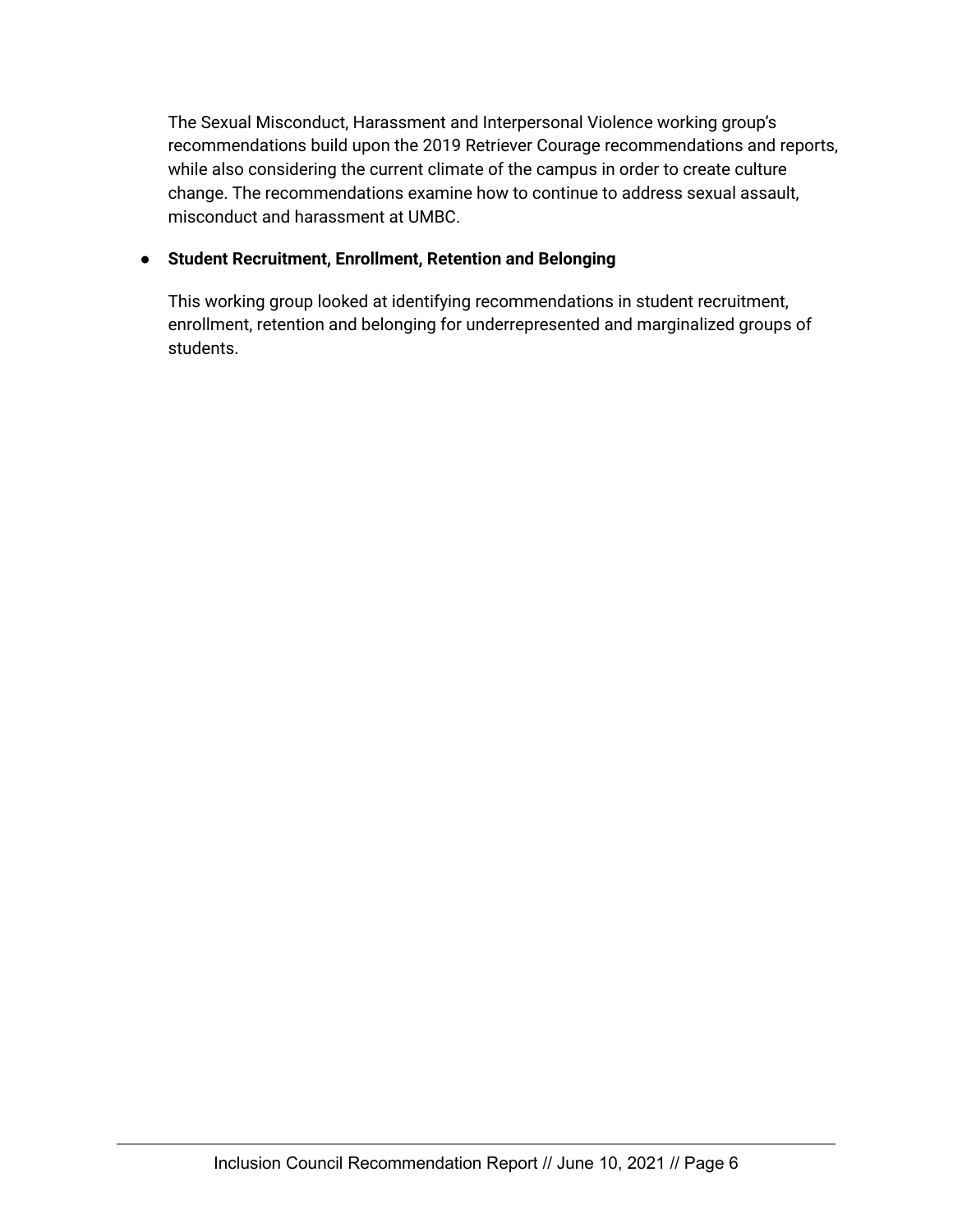The Sexual Misconduct, Harassment and Interpersonal Violence working group's recommendations build upon the 2019 Retriever Courage recommendations and reports, while also considering the current climate of the campus in order to create culture change. The recommendations examine how to continue to address sexual assault, misconduct and harassment at UMBC.

- **Student Recruitment, Enrollment, Retention and Belonging**

  This working group looked at identifying recommendations in student recruitment, enrollment, retention and belonging for underrepresented and marginalized groups of students.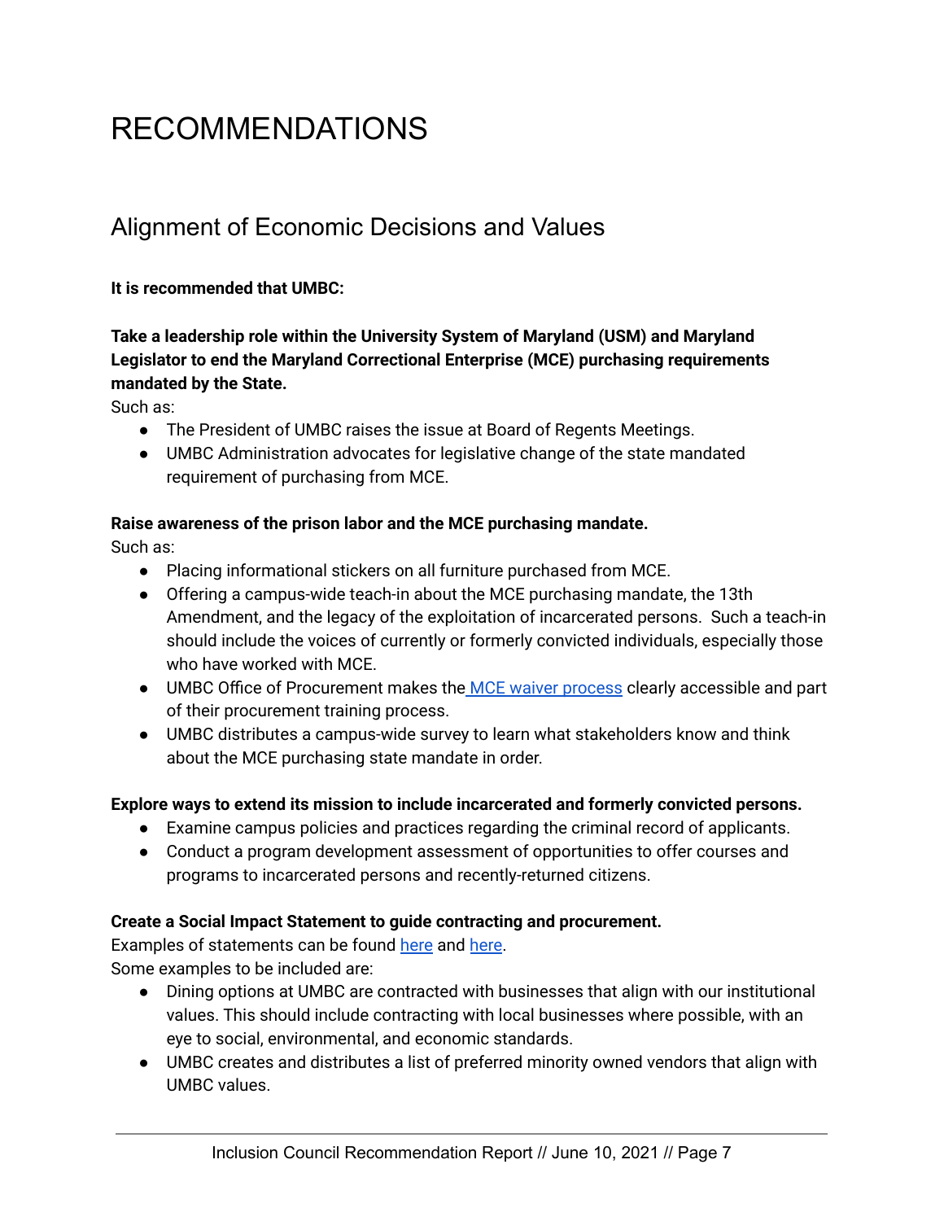# RECOMMENDATIONS

## Alignment of Economic Decisions and Values

**It is recommended that UMBC:**

**Take a leadership role within the University System of Maryland (USM) and Maryland Legislator to end the Maryland Correctional Enterprise (MCE) purchasing requirements mandated by the State.**

Such as:

- The President of UMBC raises the issue at Board of Regents Meetings.
- UMBC Administration advocates for legislative change of the state mandated requirement of purchasing from MCE.

**Raise awareness of the prison labor and the MCE purchasing mandate.**

Such as:

- Placing informational stickers on all furniture purchased from MCE.
- Offering a campus-wide teach-in about the MCE purchasing mandate, the 13th Amendment, and the legacy of the exploitation of incarcerated persons. Such a teach-in should include the voices of currently or formerly convicted individuals, especially those who have worked with MCE.
- UMBC Office of Procurement makes the MCE waiver process clearly accessible and part of their procurement training process.
- UMBC distributes a campus-wide survey to learn what stakeholders know and think about the MCE purchasing state mandate in order.

**Explore ways to extend its mission to include incarcerated and formerly convicted persons.**

- Examine campus policies and practices regarding the criminal record of applicants.
- Conduct a program development assessment of opportunities to offer courses and programs to incarcerated persons and recently-returned citizens.

**Create a Social Impact Statement to guide contracting and procurement.**

Examples of statements can be found here and here.

Some examples to be included are:

- Dining options at UMBC are contracted with businesses that align with our institutional values. This should include contracting with local businesses where possible, with an eye to social, environmental, and economic standards.
- UMBC creates and distributes a list of preferred minority owned vendors that align with UMBC values.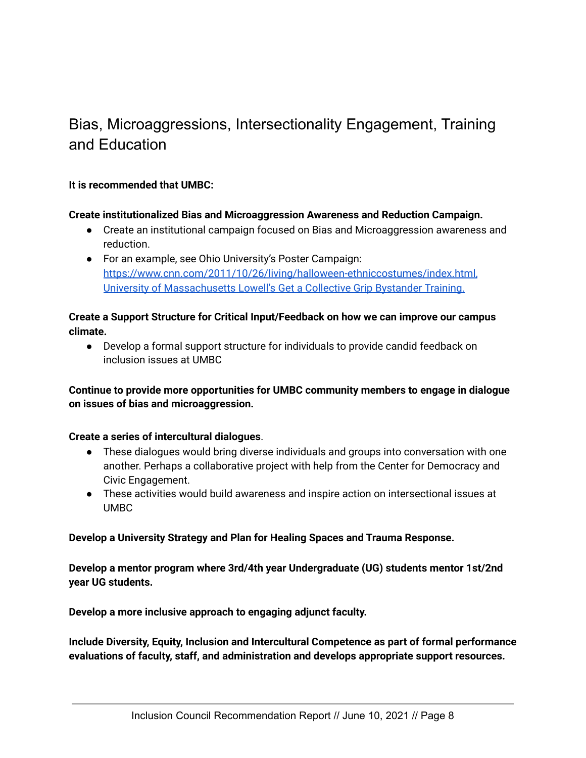# Bias, Microaggressions, Intersectionality Engagement, Training and Education

**It is recommended that UMBC:**

**Create institutionalized Bias and Microaggression Awareness and Reduction Campaign.**

- Create an institutional campaign focused on Bias and Microaggression awareness and reduction.
- For an example, see Ohio University's Poster Campaign: [https://www.cnn.com/2011/10/26/living/halloween-ethniccostumes/index.html](https://www.cnn.com/2011/10/26/living/halloween-ethniccostumes/index.html), [University of Massachusetts Lowell's Get a Collective Grip Bystander Training.]()

**Create a Support Structure for Critical Input/Feedback on how we can improve our campus climate.**

- Develop a formal support structure for individuals to provide candid feedback on inclusion issues at UMBC

**Continue to provide more opportunities for UMBC community members to engage in dialogue on issues of bias and microaggression.**

**Create a series of intercultural dialogues**.

- These dialogues would bring diverse individuals and groups into conversation with one another. Perhaps a collaborative project with help from the Center for Democracy and Civic Engagement.
- These activities would build awareness and inspire action on intersectional issues at UMBC

**Develop a University Strategy and Plan for Healing Spaces and Trauma Response.**

**Develop a mentor program where 3rd/4th year Undergraduate (UG) students mentor 1st/2nd year UG students.**

**Develop a more inclusive approach to engaging adjunct faculty.**

**Include Diversity, Equity, Inclusion and Intercultural Competence as part of formal performance evaluations of faculty, staff, and administration and develops appropriate support resources.**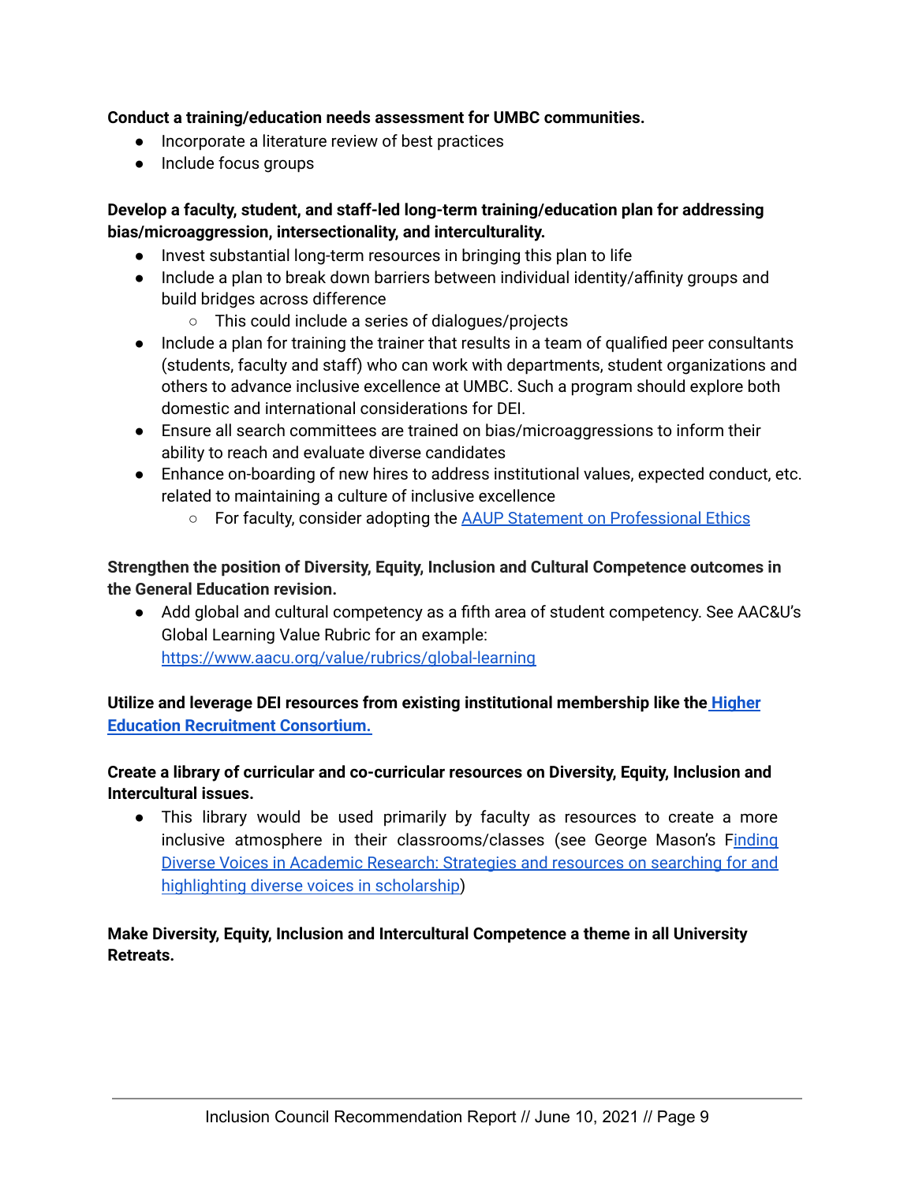**Conduct a training/education needs assessment for UMBC communities.**

- Incorporate a literature review of best practices
- Include focus groups

**Develop a faculty, student, and staff-led long-term training/education plan for addressing bias/microaggression, intersectionality, and interculturality.**

- Invest substantial long-term resources in bringing this plan to life
- Include a plan to break down barriers between individual identity/affinity groups and build bridges across difference
  - This could include a series of dialogues/projects
- Include a plan for training the trainer that results in a team of qualified peer consultants (students, faculty and staff) who can work with departments, student organizations and others to advance inclusive excellence at UMBC. Such a program should explore both domestic and international considerations for DEI.
- Ensure all search committees are trained on bias/microaggressions to inform their ability to reach and evaluate diverse candidates
- Enhance on-boarding of new hires to address institutional values, expected conduct, etc. related to maintaining a culture of inclusive excellence
  - For faculty, consider adopting the AAUP Statement on Professional Ethics

**Strengthen the position of Diversity, Equity, Inclusion and Cultural Competence outcomes in the General Education revision.**

- Add global and cultural competency as a fifth area of student competency. See AAC&U's Global Learning Value Rubric for an example: https://www.aacu.org/value/rubrics/global-learning

**Utilize and leverage DEI resources from existing institutional membership like the Higher Education Recruitment Consortium.**

**Create a library of curricular and co-curricular resources on Diversity, Equity, Inclusion and Intercultural issues.**

- This library would be used primarily by faculty as resources to create a more inclusive atmosphere in their classrooms/classes (see George Mason's Finding Diverse Voices in Academic Research: Strategies and resources on searching for and highlighting diverse voices in scholarship)

**Make Diversity, Equity, Inclusion and Intercultural Competence a theme in all University Retreats.**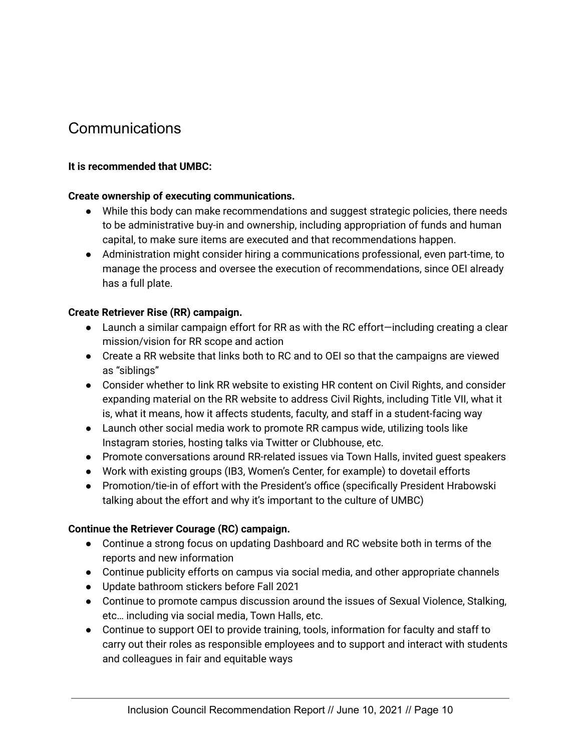## Communications

**It is recommended that UMBC:**

**Create ownership of executing communications.**

- While this body can make recommendations and suggest strategic policies, there needs to be administrative buy-in and ownership, including appropriation of funds and human capital, to make sure items are executed and that recommendations happen.
- Administration might consider hiring a communications professional, even part-time, to manage the process and oversee the execution of recommendations, since OEI already has a full plate.

**Create Retriever Rise (RR) campaign.**

- Launch a similar campaign effort for RR as with the RC effort—including creating a clear mission/vision for RR scope and action
- Create a RR website that links both to RC and to OEI so that the campaigns are viewed as "siblings"
- Consider whether to link RR website to existing HR content on Civil Rights, and consider expanding material on the RR website to address Civil Rights, including Title VII, what it is, what it means, how it affects students, faculty, and staff in a student-facing way
- Launch other social media work to promote RR campus wide, utilizing tools like Instagram stories, hosting talks via Twitter or Clubhouse, etc.
- Promote conversations around RR-related issues via Town Halls, invited guest speakers
- Work with existing groups (IB3, Women's Center, for example) to dovetail efforts
- Promotion/tie-in of effort with the President's office (specifically President Hrabowski talking about the effort and why it's important to the culture of UMBC)

**Continue the Retriever Courage (RC) campaign.**

- Continue a strong focus on updating Dashboard and RC website both in terms of the reports and new information
- Continue publicity efforts on campus via social media, and other appropriate channels
- Update bathroom stickers before Fall 2021
- Continue to promote campus discussion around the issues of Sexual Violence, Stalking, etc… including via social media, Town Halls, etc.
- Continue to support OEI to provide training, tools, information for faculty and staff to carry out their roles as responsible employees and to support and interact with students and colleagues in fair and equitable ways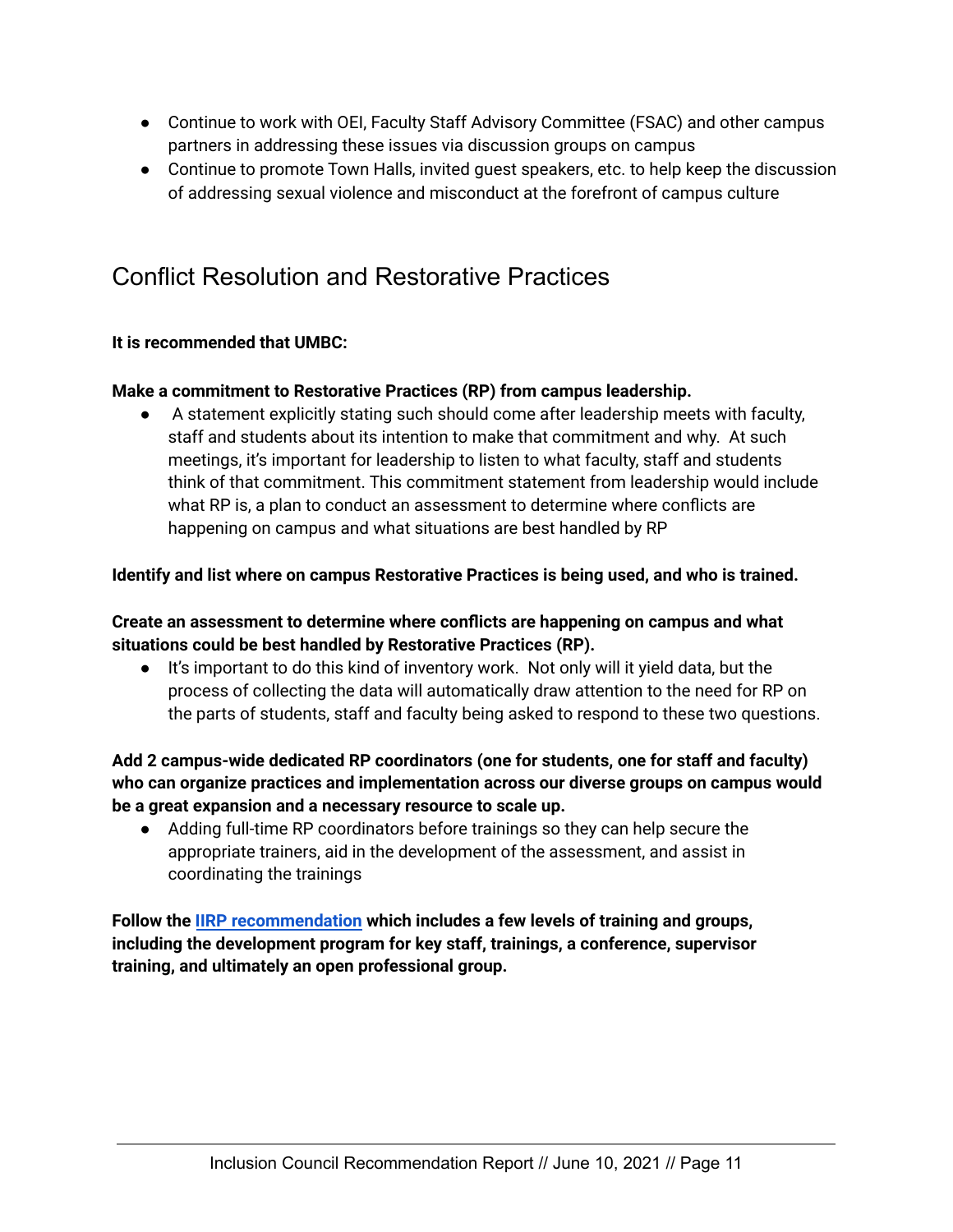- Continue to work with OEI, Faculty Staff Advisory Committee (FSAC) and other campus partners in addressing these issues via discussion groups on campus
- Continue to promote Town Halls, invited guest speakers, etc. to help keep the discussion of addressing sexual violence and misconduct at the forefront of campus culture

## Conflict Resolution and Restorative Practices

**It is recommended that UMBC:**

**Make a commitment to Restorative Practices (RP) from campus leadership.**

- A statement explicitly stating such should come after leadership meets with faculty, staff and students about its intention to make that commitment and why. At such meetings, it's important for leadership to listen to what faculty, staff and students think of that commitment. This commitment statement from leadership would include what RP is, a plan to conduct an assessment to determine where conflicts are happening on campus and what situations are best handled by RP

**Identify and list where on campus Restorative Practices is being used, and who is trained.**

**Create an assessment to determine where conflicts are happening on campus and what situations could be best handled by Restorative Practices (RP).**

- It's important to do this kind of inventory work. Not only will it yield data, but the process of collecting the data will automatically draw attention to the need for RP on the parts of students, staff and faculty being asked to respond to these two questions.

**Add 2 campus-wide dedicated RP coordinators (one for students, one for staff and faculty) who can organize practices and implementation across our diverse groups on campus would be a great expansion and a necessary resource to scale up.**

- Adding full-time RP coordinators before trainings so they can help secure the appropriate trainers, aid in the development of the assessment, and assist in coordinating the trainings

**Follow the IIRP recommendation which includes a few levels of training and groups, including the development program for key staff, trainings, a conference, supervisor training, and ultimately an open professional group.**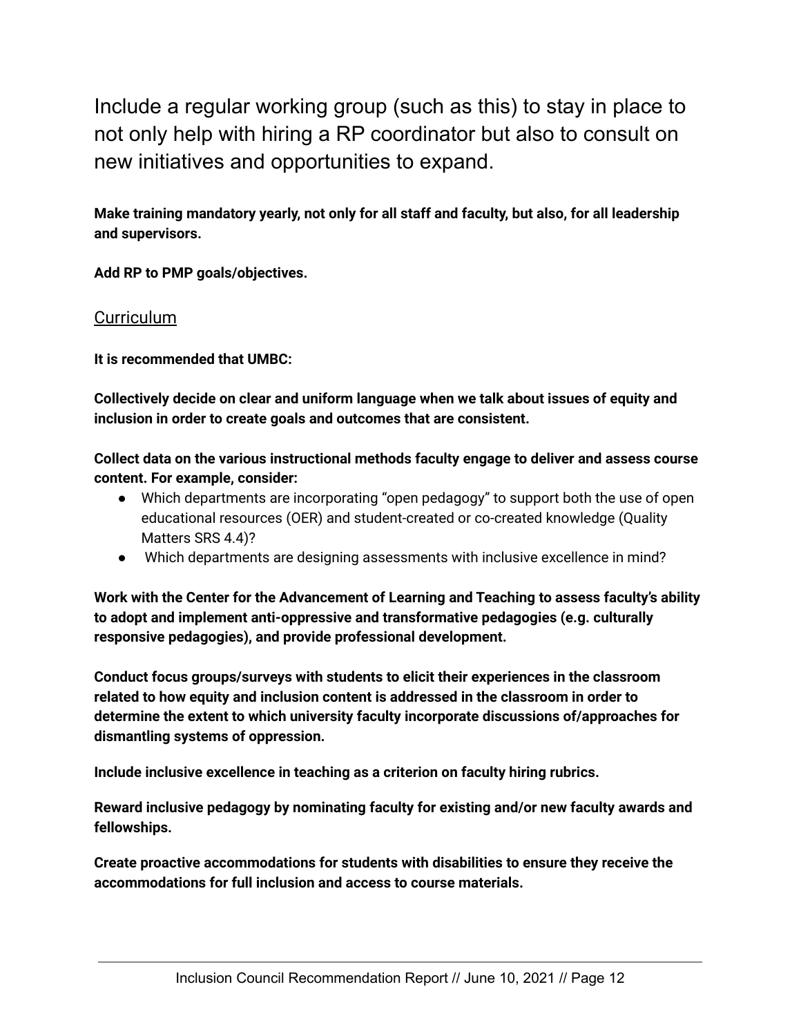Include a regular working group (such as this) to stay in place to not only help with hiring a RP coordinator but also to consult on new initiatives and opportunities to expand.

**Make training mandatory yearly, not only for all staff and faculty, but also, for all leadership and supervisors.**

**Add RP to PMP goals/objectives.**

### Curriculum

**It is recommended that UMBC:**

**Collectively decide on clear and uniform language when we talk about issues of equity and inclusion in order to create goals and outcomes that are consistent.**

**Collect data on the various instructional methods faculty engage to deliver and assess course content. For example, consider:**

- Which departments are incorporating "open pedagogy" to support both the use of open educational resources (OER) and student-created or co-created knowledge (Quality Matters SRS 4.4)?
- Which departments are designing assessments with inclusive excellence in mind?

**Work with the Center for the Advancement of Learning and Teaching to assess faculty's ability to adopt and implement anti-oppressive and transformative pedagogies (e.g. culturally responsive pedagogies), and provide professional development.**

**Conduct focus groups/surveys with students to elicit their experiences in the classroom related to how equity and inclusion content is addressed in the classroom in order to determine the extent to which university faculty incorporate discussions of/approaches for dismantling systems of oppression.**

**Include inclusive excellence in teaching as a criterion on faculty hiring rubrics.**

**Reward inclusive pedagogy by nominating faculty for existing and/or new faculty awards and fellowships.**

**Create proactive accommodations for students with disabilities to ensure they receive the accommodations for full inclusion and access to course materials.**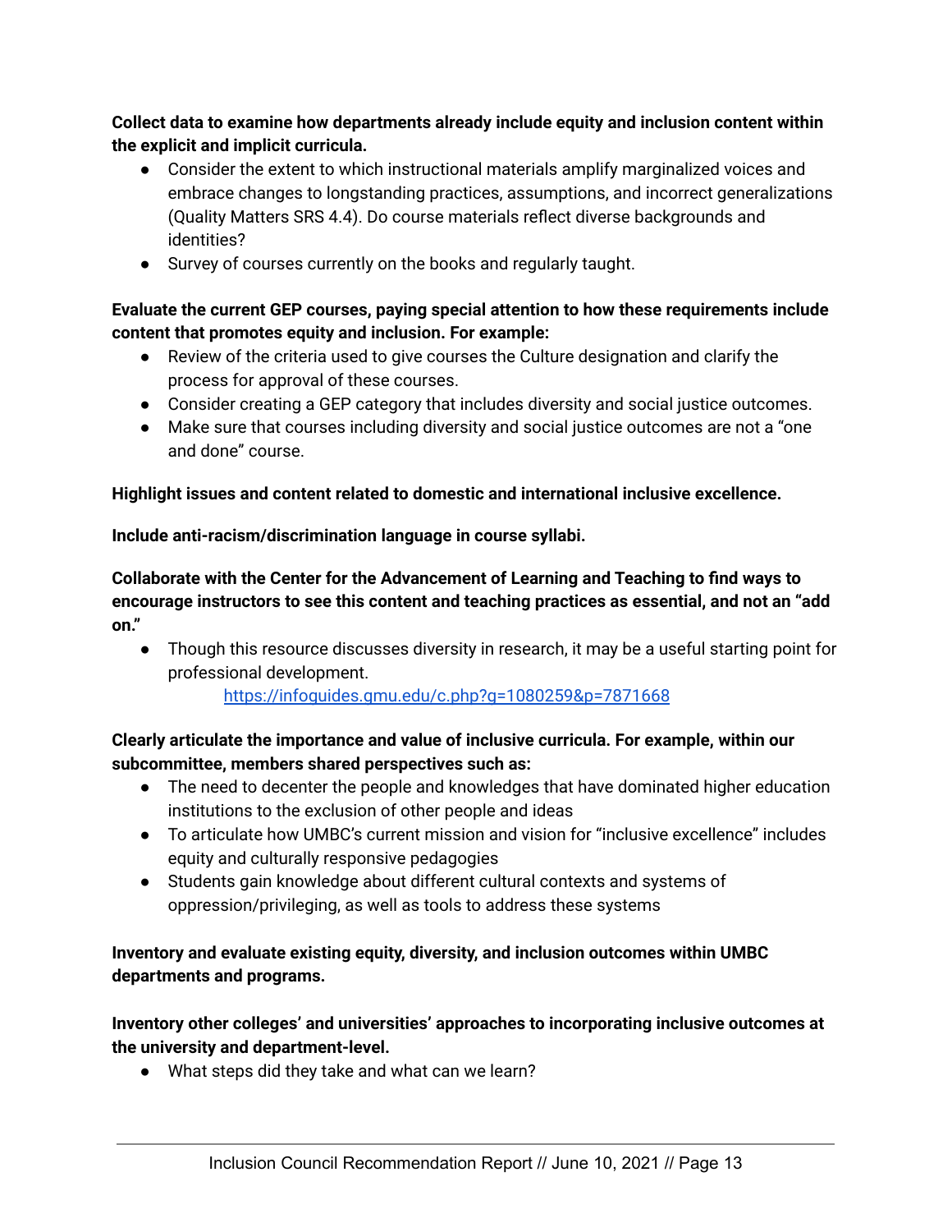**Collect data to examine how departments already include equity and inclusion content within the explicit and implicit curricula.**

- Consider the extent to which instructional materials amplify marginalized voices and embrace changes to longstanding practices, assumptions, and incorrect generalizations (Quality Matters SRS 4.4). Do course materials reflect diverse backgrounds and identities?
- Survey of courses currently on the books and regularly taught.

**Evaluate the current GEP courses, paying special attention to how these requirements include content that promotes equity and inclusion. For example:**

- Review of the criteria used to give courses the Culture designation and clarify the process for approval of these courses.
- Consider creating a GEP category that includes diversity and social justice outcomes.
- Make sure that courses including diversity and social justice outcomes are not a "one and done" course.

**Highlight issues and content related to domestic and international inclusive excellence.**

**Include anti-racism/discrimination language in course syllabi.**

**Collaborate with the Center for the Advancement of Learning and Teaching to find ways to encourage instructors to see this content and teaching practices as essential, and not an "add on."**

- Though this resource discusses diversity in research, it may be a useful starting point for professional development.
  https://infoguides.gmu.edu/c.php?g=1080259&p=7871668

**Clearly articulate the importance and value of inclusive curricula. For example, within our subcommittee, members shared perspectives such as:**

- The need to decenter the people and knowledges that have dominated higher education institutions to the exclusion of other people and ideas
- To articulate how UMBC's current mission and vision for "inclusive excellence" includes equity and culturally responsive pedagogies
- Students gain knowledge about different cultural contexts and systems of oppression/privileging, as well as tools to address these systems

**Inventory and evaluate existing equity, diversity, and inclusion outcomes within UMBC departments and programs.**

**Inventory other colleges' and universities' approaches to incorporating inclusive outcomes at the university and department-level.**

- What steps did they take and what can we learn?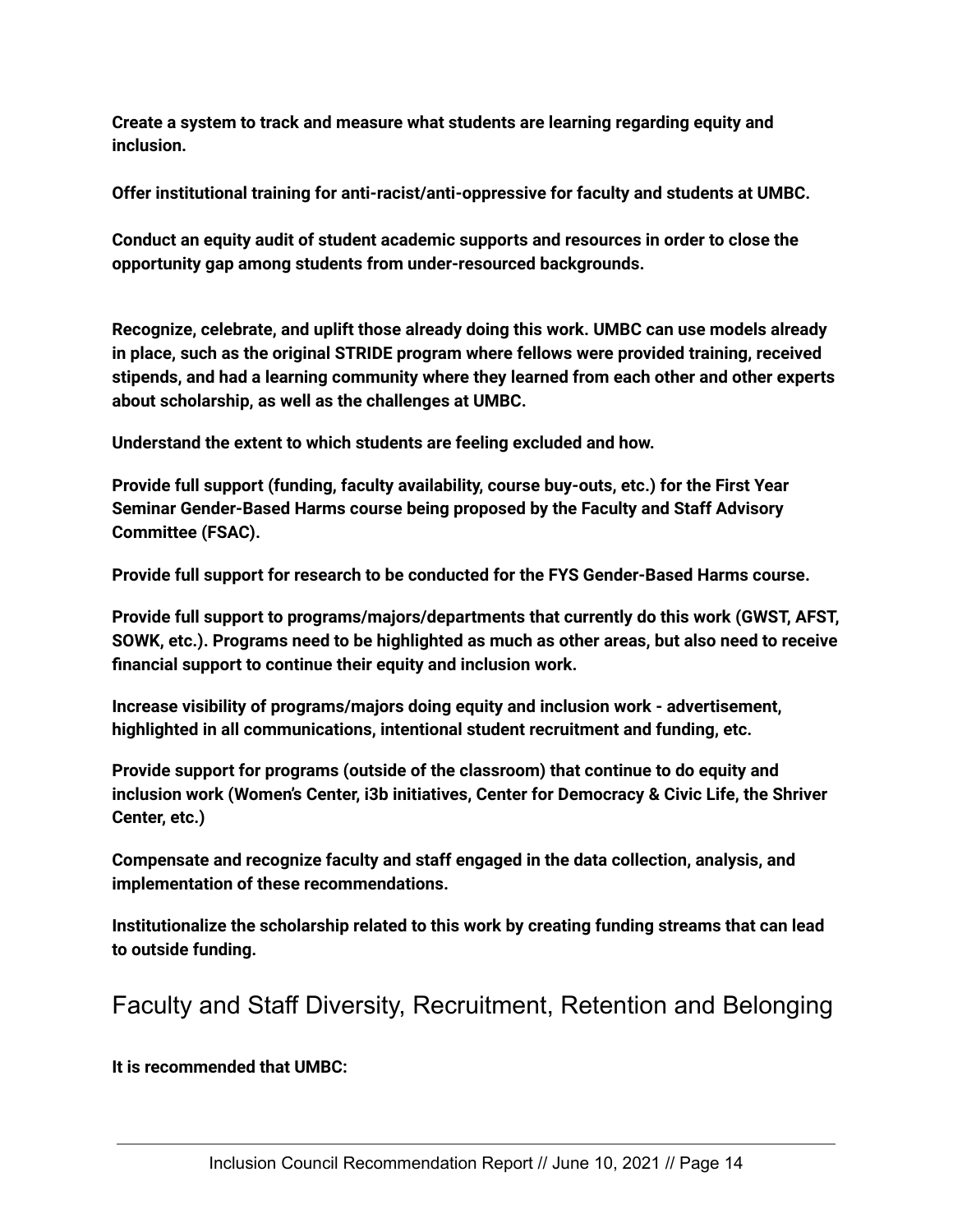**Create a system to track and measure what students are learning regarding equity and inclusion.**

**Offer institutional training for anti-racist/anti-oppressive for faculty and students at UMBC.**

**Conduct an equity audit of student academic supports and resources in order to close the opportunity gap among students from under-resourced backgrounds.**

**Recognize, celebrate, and uplift those already doing this work. UMBC can use models already in place, such as the original STRIDE program where fellows were provided training, received stipends, and had a learning community where they learned from each other and other experts about scholarship, as well as the challenges at UMBC.**

**Understand the extent to which students are feeling excluded and how.**

**Provide full support (funding, faculty availability, course buy-outs, etc.) for the First Year Seminar Gender-Based Harms course being proposed by the Faculty and Staff Advisory Committee (FSAC).**

**Provide full support for research to be conducted for the FYS Gender-Based Harms course.**

**Provide full support to programs/majors/departments that currently do this work (GWST, AFST, SOWK, etc.). Programs need to be highlighted as much as other areas, but also need to receive financial support to continue their equity and inclusion work.**

**Increase visibility of programs/majors doing equity and inclusion work - advertisement, highlighted in all communications, intentional student recruitment and funding, etc.**

**Provide support for programs (outside of the classroom) that continue to do equity and inclusion work (Women's Center, i3b initiatives, Center for Democracy & Civic Life, the Shriver Center, etc.)**

**Compensate and recognize faculty and staff engaged in the data collection, analysis, and implementation of these recommendations.**

**Institutionalize the scholarship related to this work by creating funding streams that can lead to outside funding.**

## Faculty and Staff Diversity, Recruitment, Retention and Belonging

**It is recommended that UMBC:**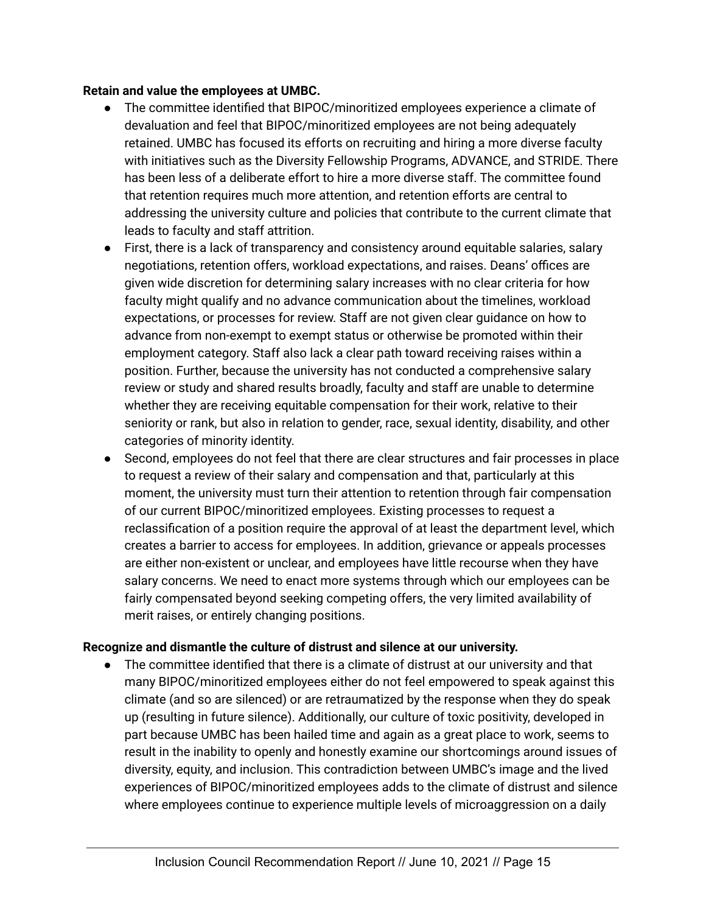**Retain and value the employees at UMBC.**

- The committee identified that BIPOC/minoritized employees experience a climate of devaluation and feel that BIPOC/minoritized employees are not being adequately retained. UMBC has focused its efforts on recruiting and hiring a more diverse faculty with initiatives such as the Diversity Fellowship Programs, ADVANCE, and STRIDE. There has been less of a deliberate effort to hire a more diverse staff. The committee found that retention requires much more attention, and retention efforts are central to addressing the university culture and policies that contribute to the current climate that leads to faculty and staff attrition.
- First, there is a lack of transparency and consistency around equitable salaries, salary negotiations, retention offers, workload expectations, and raises. Deans' offices are given wide discretion for determining salary increases with no clear criteria for how faculty might qualify and no advance communication about the timelines, workload expectations, or processes for review. Staff are not given clear guidance on how to advance from non-exempt to exempt status or otherwise be promoted within their employment category. Staff also lack a clear path toward receiving raises within a position. Further, because the university has not conducted a comprehensive salary review or study and shared results broadly, faculty and staff are unable to determine whether they are receiving equitable compensation for their work, relative to their seniority or rank, but also in relation to gender, race, sexual identity, disability, and other categories of minority identity.
- Second, employees do not feel that there are clear structures and fair processes in place to request a review of their salary and compensation and that, particularly at this moment, the university must turn their attention to retention through fair compensation of our current BIPOC/minoritized employees. Existing processes to request a reclassification of a position require the approval of at least the department level, which creates a barrier to access for employees. In addition, grievance or appeals processes are either non-existent or unclear, and employees have little recourse when they have salary concerns. We need to enact more systems through which our employees can be fairly compensated beyond seeking competing offers, the very limited availability of merit raises, or entirely changing positions.

**Recognize and dismantle the culture of distrust and silence at our university.**

- The committee identified that there is a climate of distrust at our university and that many BIPOC/minoritized employees either do not feel empowered to speak against this climate (and so are silenced) or are retraumatized by the response when they do speak up (resulting in future silence). Additionally, our culture of toxic positivity, developed in part because UMBC has been hailed time and again as a great place to work, seems to result in the inability to openly and honestly examine our shortcomings around issues of diversity, equity, and inclusion. This contradiction between UMBC's image and the lived experiences of BIPOC/minoritized employees adds to the climate of distrust and silence where employees continue to experience multiple levels of microaggression on a daily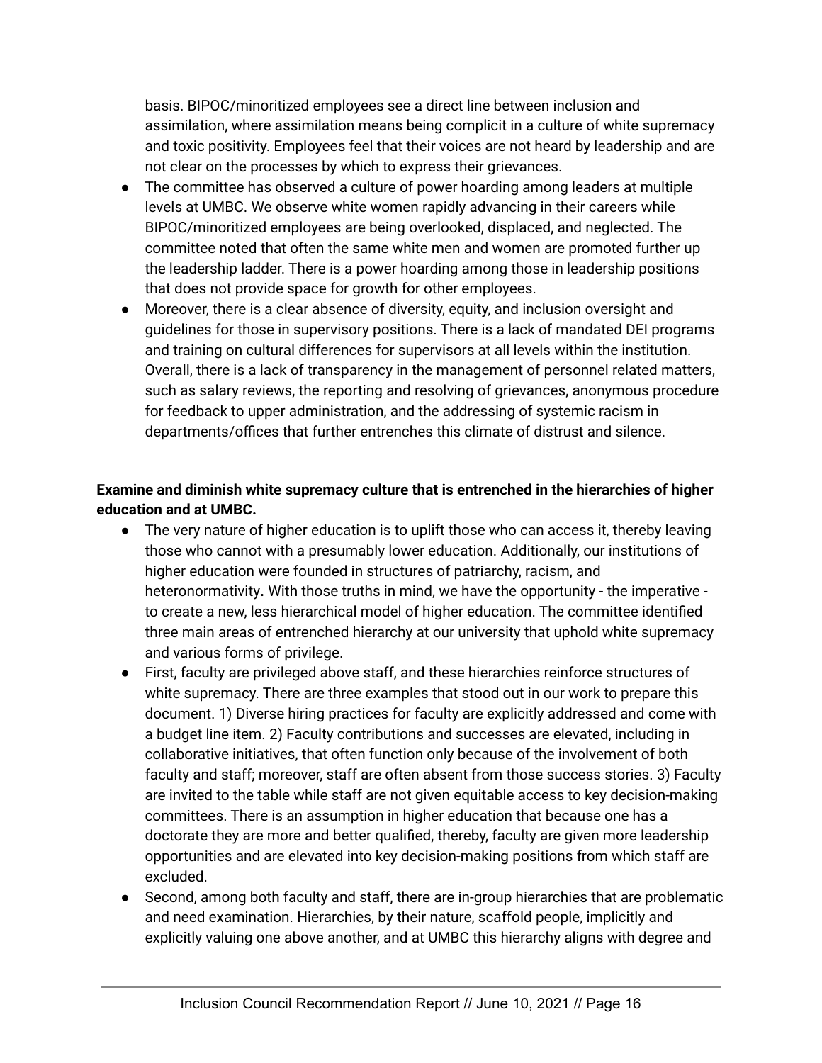basis. BIPOC/minoritized employees see a direct line between inclusion and assimilation, where assimilation means being complicit in a culture of white supremacy and toxic positivity. Employees feel that their voices are not heard by leadership and are not clear on the processes by which to express their grievances.

- The committee has observed a culture of power hoarding among leaders at multiple levels at UMBC. We observe white women rapidly advancing in their careers while BIPOC/minoritized employees are being overlooked, displaced, and neglected. The committee noted that often the same white men and women are promoted further up the leadership ladder. There is a power hoarding among those in leadership positions that does not provide space for growth for other employees.
- Moreover, there is a clear absence of diversity, equity, and inclusion oversight and guidelines for those in supervisory positions. There is a lack of mandated DEI programs and training on cultural differences for supervisors at all levels within the institution. Overall, there is a lack of transparency in the management of personnel related matters, such as salary reviews, the reporting and resolving of grievances, anonymous procedure for feedback to upper administration, and the addressing of systemic racism in departments/offices that further entrenches this climate of distrust and silence.

**Examine and diminish white supremacy culture that is entrenched in the hierarchies of higher education and at UMBC.**

- The very nature of higher education is to uplift those who can access it, thereby leaving those who cannot with a presumably lower education. Additionally, our institutions of higher education were founded in structures of patriarchy, racism, and heteronormativity**.** With those truths in mind, we have the opportunity - the imperative - to create a new, less hierarchical model of higher education. The committee identified three main areas of entrenched hierarchy at our university that uphold white supremacy and various forms of privilege.
- First, faculty are privileged above staff, and these hierarchies reinforce structures of white supremacy. There are three examples that stood out in our work to prepare this document. 1) Diverse hiring practices for faculty are explicitly addressed and come with a budget line item. 2) Faculty contributions and successes are elevated, including in collaborative initiatives, that often function only because of the involvement of both faculty and staff; moreover, staff are often absent from those success stories. 3) Faculty are invited to the table while staff are not given equitable access to key decision-making committees. There is an assumption in higher education that because one has a doctorate they are more and better qualified, thereby, faculty are given more leadership opportunities and are elevated into key decision-making positions from which staff are excluded.
- Second, among both faculty and staff, there are in-group hierarchies that are problematic and need examination. Hierarchies, by their nature, scaffold people, implicitly and explicitly valuing one above another, and at UMBC this hierarchy aligns with degree and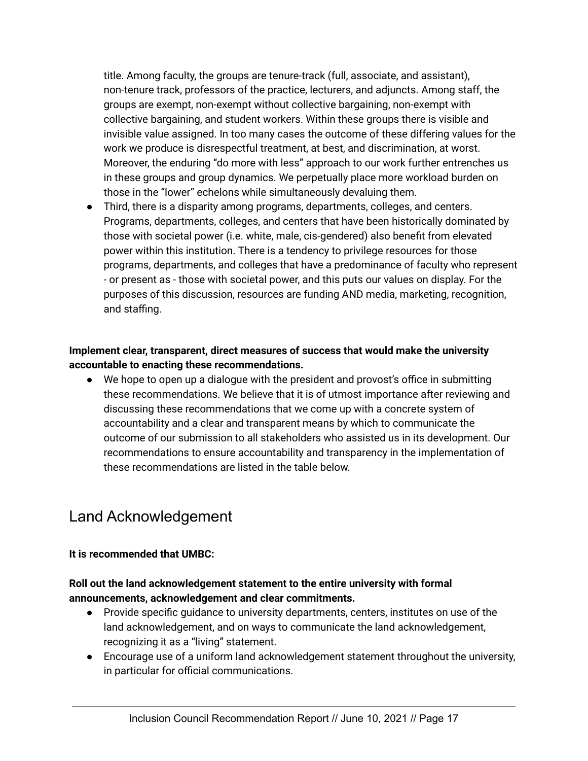title. Among faculty, the groups are tenure-track (full, associate, and assistant), non-tenure track, professors of the practice, lecturers, and adjuncts. Among staff, the groups are exempt, non-exempt without collective bargaining, non-exempt with collective bargaining, and student workers. Within these groups there is visible and invisible value assigned. In too many cases the outcome of these differing values for the work we produce is disrespectful treatment, at best, and discrimination, at worst. Moreover, the enduring "do more with less" approach to our work further entrenches us in these groups and group dynamics. We perpetually place more workload burden on those in the "lower" echelons while simultaneously devaluing them.

- Third, there is a disparity among programs, departments, colleges, and centers. Programs, departments, colleges, and centers that have been historically dominated by those with societal power (i.e. white, male, cis-gendered) also benefit from elevated power within this institution. There is a tendency to privilege resources for those programs, departments, and colleges that have a predominance of faculty who represent - or present as - those with societal power, and this puts our values on display. For the purposes of this discussion, resources are funding AND media, marketing, recognition, and staffing.

**Implement clear, transparent, direct measures of success that would make the university accountable to enacting these recommendations.**

- We hope to open up a dialogue with the president and provost's office in submitting these recommendations. We believe that it is of utmost importance after reviewing and discussing these recommendations that we come up with a concrete system of accountability and a clear and transparent means by which to communicate the outcome of our submission to all stakeholders who assisted us in its development. Our recommendations to ensure accountability and transparency in the implementation of these recommendations are listed in the table below.

## Land Acknowledgement

**It is recommended that UMBC:**

**Roll out the land acknowledgement statement to the entire university with formal announcements, acknowledgement and clear commitments.**

- Provide specific guidance to university departments, centers, institutes on use of the land acknowledgement, and on ways to communicate the land acknowledgement, recognizing it as a "living" statement.
- Encourage use of a uniform land acknowledgement statement throughout the university, in particular for official communications.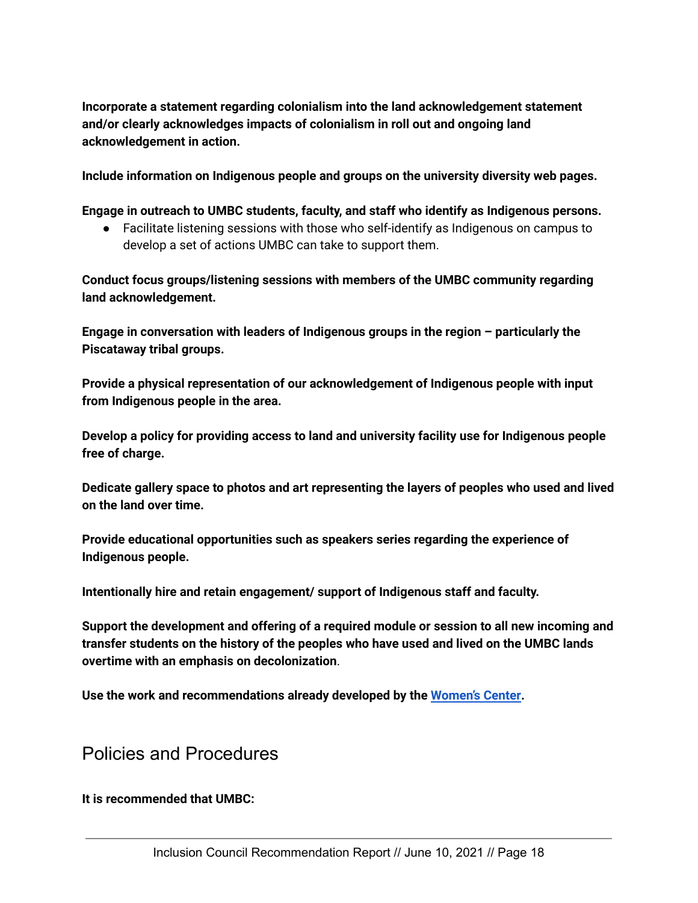**Incorporate a statement regarding colonialism into the land acknowledgement statement and/or clearly acknowledges impacts of colonialism in roll out and ongoing land acknowledgement in action.**

**Include information on Indigenous people and groups on the university diversity web pages.**

**Engage in outreach to UMBC students, faculty, and staff who identify as Indigenous persons.**

- Facilitate listening sessions with those who self-identify as Indigenous on campus to develop a set of actions UMBC can take to support them.

**Conduct focus groups/listening sessions with members of the UMBC community regarding land acknowledgement.**

**Engage in conversation with leaders of Indigenous groups in the region – particularly the Piscataway tribal groups.**

**Provide a physical representation of our acknowledgement of Indigenous people with input from Indigenous people in the area.**

**Develop a policy for providing access to land and university facility use for Indigenous people free of charge.**

**Dedicate gallery space to photos and art representing the layers of peoples who used and lived on the land over time.**

**Provide educational opportunities such as speakers series regarding the experience of Indigenous people.**

**Intentionally hire and retain engagement/ support of Indigenous staff and faculty.**

**Support the development and offering of a required module or session to all new incoming and transfer students on the history of the peoples who have used and lived on the UMBC lands overtime with an emphasis on decolonization**.

**Use the work and recommendations already developed by the [Women's Center].**

## Policies and Procedures

**It is recommended that UMBC:**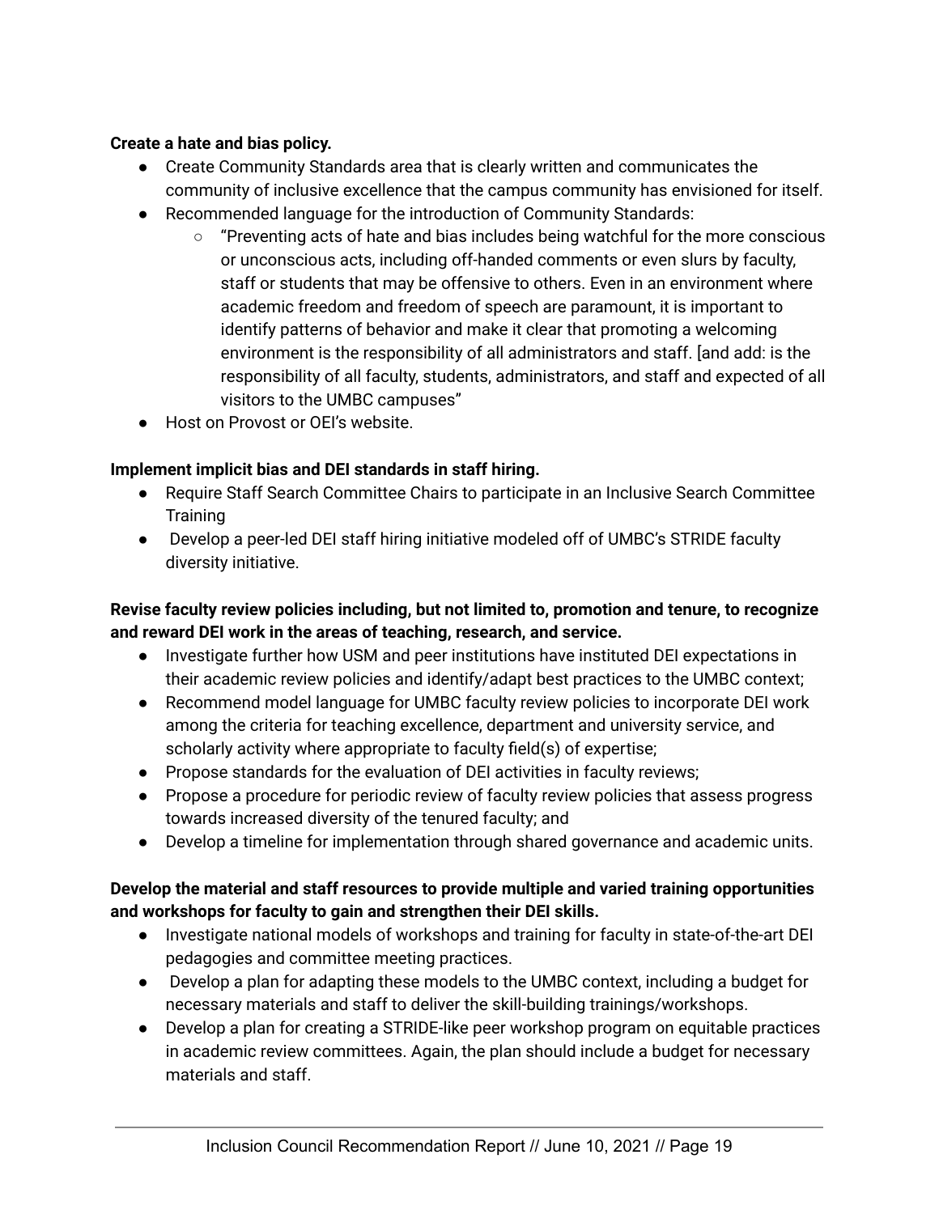**Create a hate and bias policy.**

- Create Community Standards area that is clearly written and communicates the community of inclusive excellence that the campus community has envisioned for itself.
- Recommended language for the introduction of Community Standards:
    - "Preventing acts of hate and bias includes being watchful for the more conscious or unconscious acts, including off-handed comments or even slurs by faculty, staff or students that may be offensive to others. Even in an environment where academic freedom and freedom of speech are paramount, it is important to identify patterns of behavior and make it clear that promoting a welcoming environment is the responsibility of all administrators and staff. [and add: is the responsibility of all faculty, students, administrators, and staff and expected of all visitors to the UMBC campuses"
- Host on Provost or OEI's website.

**Implement implicit bias and DEI standards in staff hiring.**

- Require Staff Search Committee Chairs to participate in an Inclusive Search Committee Training
- Develop a peer-led DEI staff hiring initiative modeled off of UMBC's STRIDE faculty diversity initiative.

**Revise faculty review policies including, but not limited to, promotion and tenure, to recognize and reward DEI work in the areas of teaching, research, and service.**

- Investigate further how USM and peer institutions have instituted DEI expectations in their academic review policies and identify/adapt best practices to the UMBC context;
- Recommend model language for UMBC faculty review policies to incorporate DEI work among the criteria for teaching excellence, department and university service, and scholarly activity where appropriate to faculty field(s) of expertise;
- Propose standards for the evaluation of DEI activities in faculty reviews;
- Propose a procedure for periodic review of faculty review policies that assess progress towards increased diversity of the tenured faculty; and
- Develop a timeline for implementation through shared governance and academic units.

**Develop the material and staff resources to provide multiple and varied training opportunities and workshops for faculty to gain and strengthen their DEI skills.**

- Investigate national models of workshops and training for faculty in state-of-the-art DEI pedagogies and committee meeting practices.
- Develop a plan for adapting these models to the UMBC context, including a budget for necessary materials and staff to deliver the skill-building trainings/workshops.
- Develop a plan for creating a STRIDE-like peer workshop program on equitable practices in academic review committees. Again, the plan should include a budget for necessary materials and staff.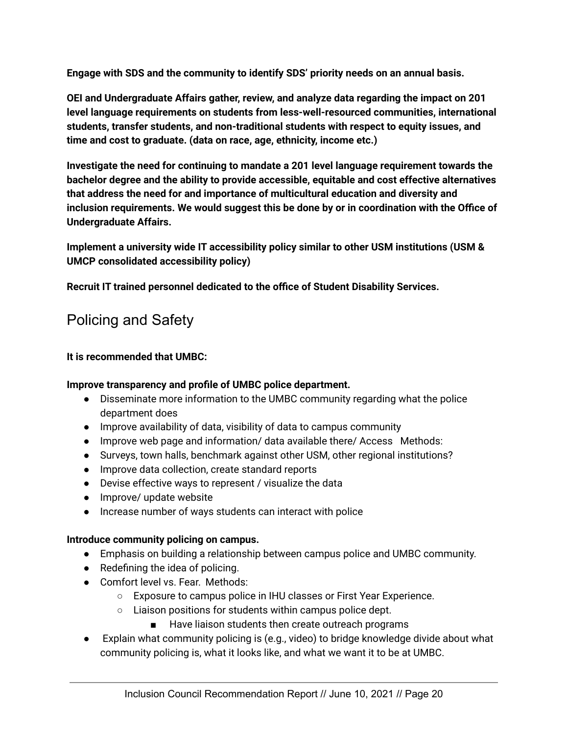**Engage with SDS and the community to identify SDS' priority needs on an annual basis.**

**OEI and Undergraduate Affairs gather, review, and analyze data regarding the impact on 201 level language requirements on students from less-well-resourced communities, international students, transfer students, and non-traditional students with respect to equity issues, and time and cost to graduate. (data on race, age, ethnicity, income etc.)**

**Investigate the need for continuing to mandate a 201 level language requirement towards the bachelor degree and the ability to provide accessible, equitable and cost effective alternatives that address the need for and importance of multicultural education and diversity and inclusion requirements. We would suggest this be done by or in coordination with the Office of Undergraduate Affairs.**

**Implement a university wide IT accessibility policy similar to other USM institutions (USM & UMCP consolidated accessibility policy)**

**Recruit IT trained personnel dedicated to the office of Student Disability Services.**

## Policing and Safety

**It is recommended that UMBC:**

**Improve transparency and profile of UMBC police department.**

- Disseminate more information to the UMBC community regarding what the police department does
- Improve availability of data, visibility of data to campus community
- Improve web page and information/ data available there/ Access Methods:
- Surveys, town halls, benchmark against other USM, other regional institutions?
- Improve data collection, create standard reports
- Devise effective ways to represent / visualize the data
- Improve/ update website
- Increase number of ways students can interact with police

**Introduce community policing on campus.**

- Emphasis on building a relationship between campus police and UMBC community.
- Redefining the idea of policing.
- Comfort level vs. Fear. Methods:
    - Exposure to campus police in IHU classes or First Year Experience.
    - Liaison positions for students within campus police dept.
        - Have liaison students then create outreach programs
- Explain what community policing is (e.g., video) to bridge knowledge divide about what community policing is, what it looks like, and what we want it to be at UMBC.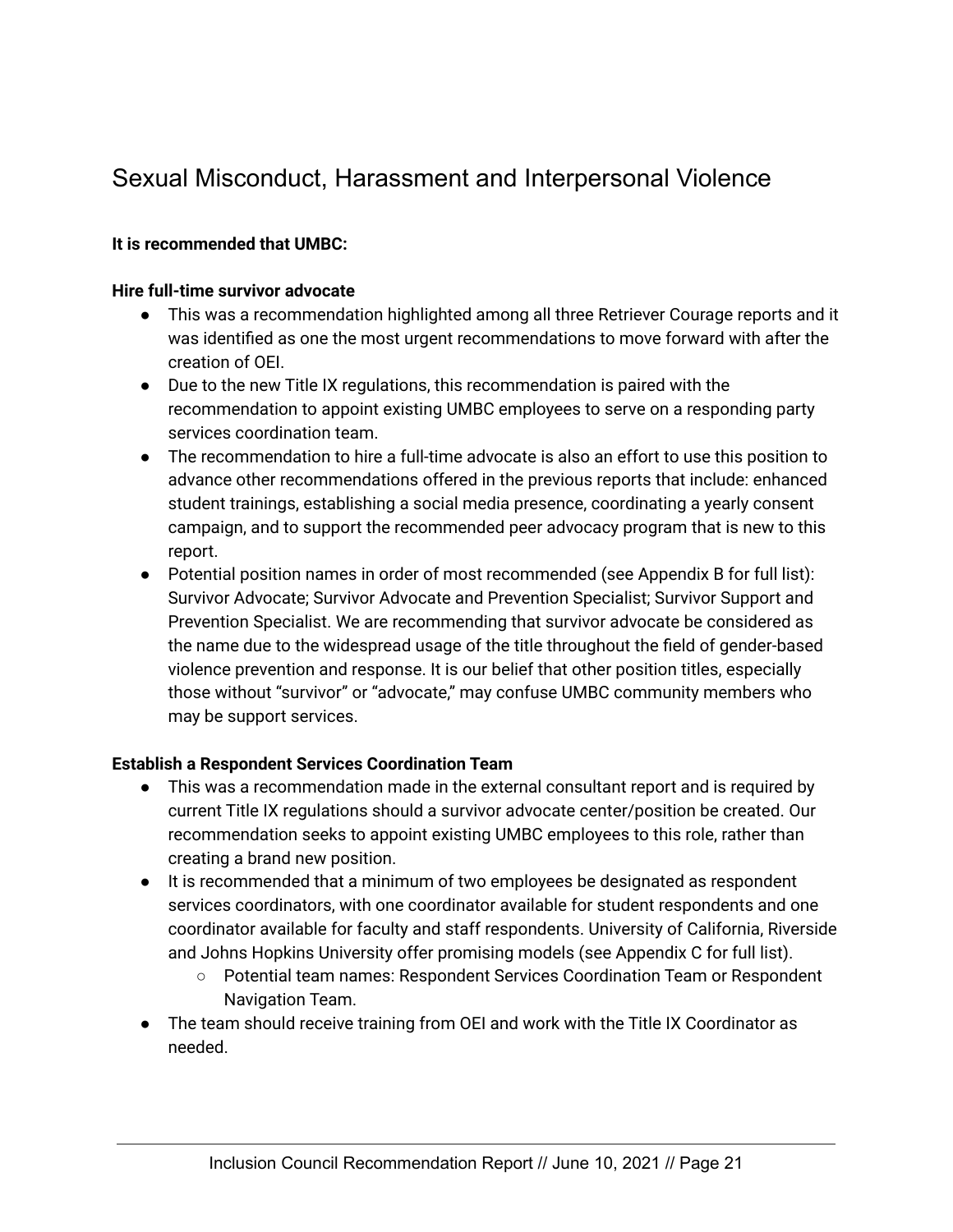## Sexual Misconduct, Harassment and Interpersonal Violence

**It is recommended that UMBC:**

**Hire full-time survivor advocate**

- This was a recommendation highlighted among all three Retriever Courage reports and it was identified as one the most urgent recommendations to move forward with after the creation of OEI.
- Due to the new Title IX regulations, this recommendation is paired with the recommendation to appoint existing UMBC employees to serve on a responding party services coordination team.
- The recommendation to hire a full-time advocate is also an effort to use this position to advance other recommendations offered in the previous reports that include: enhanced student trainings, establishing a social media presence, coordinating a yearly consent campaign, and to support the recommended peer advocacy program that is new to this report.
- Potential position names in order of most recommended (see Appendix B for full list): Survivor Advocate; Survivor Advocate and Prevention Specialist; Survivor Support and Prevention Specialist. We are recommending that survivor advocate be considered as the name due to the widespread usage of the title throughout the field of gender-based violence prevention and response. It is our belief that other position titles, especially those without "survivor" or "advocate," may confuse UMBC community members who may be support services.

**Establish a Respondent Services Coordination Team**

- This was a recommendation made in the external consultant report and is required by current Title IX regulations should a survivor advocate center/position be created. Our recommendation seeks to appoint existing UMBC employees to this role, rather than creating a brand new position.
- It is recommended that a minimum of two employees be designated as respondent services coordinators, with one coordinator available for student respondents and one coordinator available for faculty and staff respondents. University of California, Riverside and Johns Hopkins University offer promising models (see Appendix C for full list).
  - Potential team names: Respondent Services Coordination Team or Respondent Navigation Team.
- The team should receive training from OEI and work with the Title IX Coordinator as needed.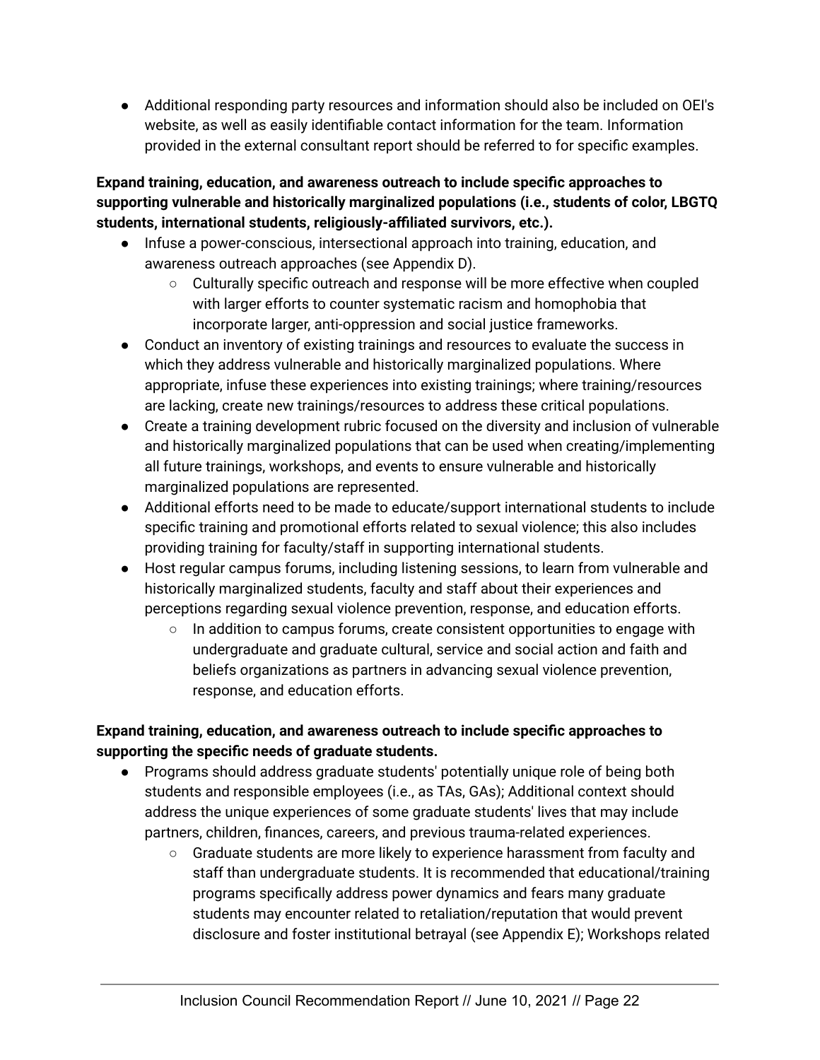- Additional responding party resources and information should also be included on OEI's website, as well as easily identifiable contact information for the team. Information provided in the external consultant report should be referred to for specific examples.

**Expand training, education, and awareness outreach to include specific approaches to supporting vulnerable and historically marginalized populations (i.e., students of color, LBGTQ students, international students, religiously-affiliated survivors, etc.).**

- Infuse a power-conscious, intersectional approach into training, education, and awareness outreach approaches (see Appendix D).
    - Culturally specific outreach and response will be more effective when coupled with larger efforts to counter systematic racism and homophobia that incorporate larger, anti-oppression and social justice frameworks.
- Conduct an inventory of existing trainings and resources to evaluate the success in which they address vulnerable and historically marginalized populations. Where appropriate, infuse these experiences into existing trainings; where training/resources are lacking, create new trainings/resources to address these critical populations.
- Create a training development rubric focused on the diversity and inclusion of vulnerable and historically marginalized populations that can be used when creating/implementing all future trainings, workshops, and events to ensure vulnerable and historically marginalized populations are represented.
- Additional efforts need to be made to educate/support international students to include specific training and promotional efforts related to sexual violence; this also includes providing training for faculty/staff in supporting international students.
- Host regular campus forums, including listening sessions, to learn from vulnerable and historically marginalized students, faculty and staff about their experiences and perceptions regarding sexual violence prevention, response, and education efforts.
    - In addition to campus forums, create consistent opportunities to engage with undergraduate and graduate cultural, service and social action and faith and beliefs organizations as partners in advancing sexual violence prevention, response, and education efforts.

**Expand training, education, and awareness outreach to include specific approaches to supporting the specific needs of graduate students.**

- Programs should address graduate students' potentially unique role of being both students and responsible employees (i.e., as TAs, GAs); Additional context should address the unique experiences of some graduate students' lives that may include partners, children, finances, careers, and previous trauma-related experiences.
    - Graduate students are more likely to experience harassment from faculty and staff than undergraduate students. It is recommended that educational/training programs specifically address power dynamics and fears many graduate students may encounter related to retaliation/reputation that would prevent disclosure and foster institutional betrayal (see Appendix E); Workshops related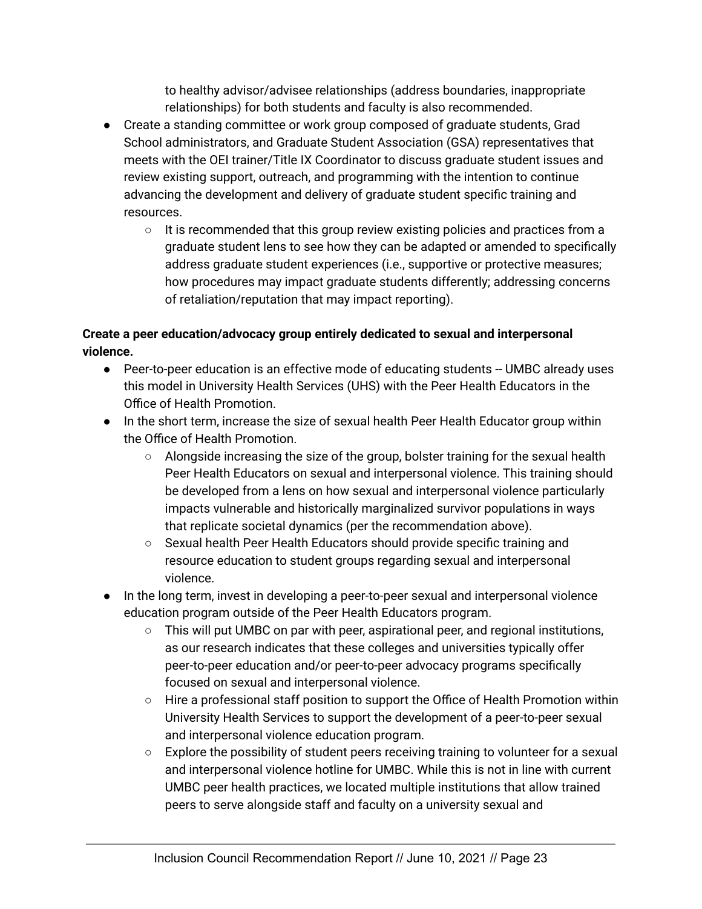to healthy advisor/advisee relationships (address boundaries, inappropriate relationships) for both students and faculty is also recommended.

- Create a standing committee or work group composed of graduate students, Grad School administrators, and Graduate Student Association (GSA) representatives that meets with the OEI trainer/Title IX Coordinator to discuss graduate student issues and review existing support, outreach, and programming with the intention to continue advancing the development and delivery of graduate student specific training and resources.
    - It is recommended that this group review existing policies and practices from a graduate student lens to see how they can be adapted or amended to specifically address graduate student experiences (i.e., supportive or protective measures; how procedures may impact graduate students differently; addressing concerns of retaliation/reputation that may impact reporting).

**Create a peer education/advocacy group entirely dedicated to sexual and interpersonal violence.**

- Peer-to-peer education is an effective mode of educating students -- UMBC already uses this model in University Health Services (UHS) with the Peer Health Educators in the Office of Health Promotion.
- In the short term, increase the size of sexual health Peer Health Educator group within the Office of Health Promotion.
    - Alongside increasing the size of the group, bolster training for the sexual health Peer Health Educators on sexual and interpersonal violence. This training should be developed from a lens on how sexual and interpersonal violence particularly impacts vulnerable and historically marginalized survivor populations in ways that replicate societal dynamics (per the recommendation above).
    - Sexual health Peer Health Educators should provide specific training and resource education to student groups regarding sexual and interpersonal violence.
- In the long term, invest in developing a peer-to-peer sexual and interpersonal violence education program outside of the Peer Health Educators program.
    - This will put UMBC on par with peer, aspirational peer, and regional institutions, as our research indicates that these colleges and universities typically offer peer-to-peer education and/or peer-to-peer advocacy programs specifically focused on sexual and interpersonal violence.
    - Hire a professional staff position to support the Office of Health Promotion within University Health Services to support the development of a peer-to-peer sexual and interpersonal violence education program.
    - Explore the possibility of student peers receiving training to volunteer for a sexual and interpersonal violence hotline for UMBC. While this is not in line with current UMBC peer health practices, we located multiple institutions that allow trained peers to serve alongside staff and faculty on a university sexual and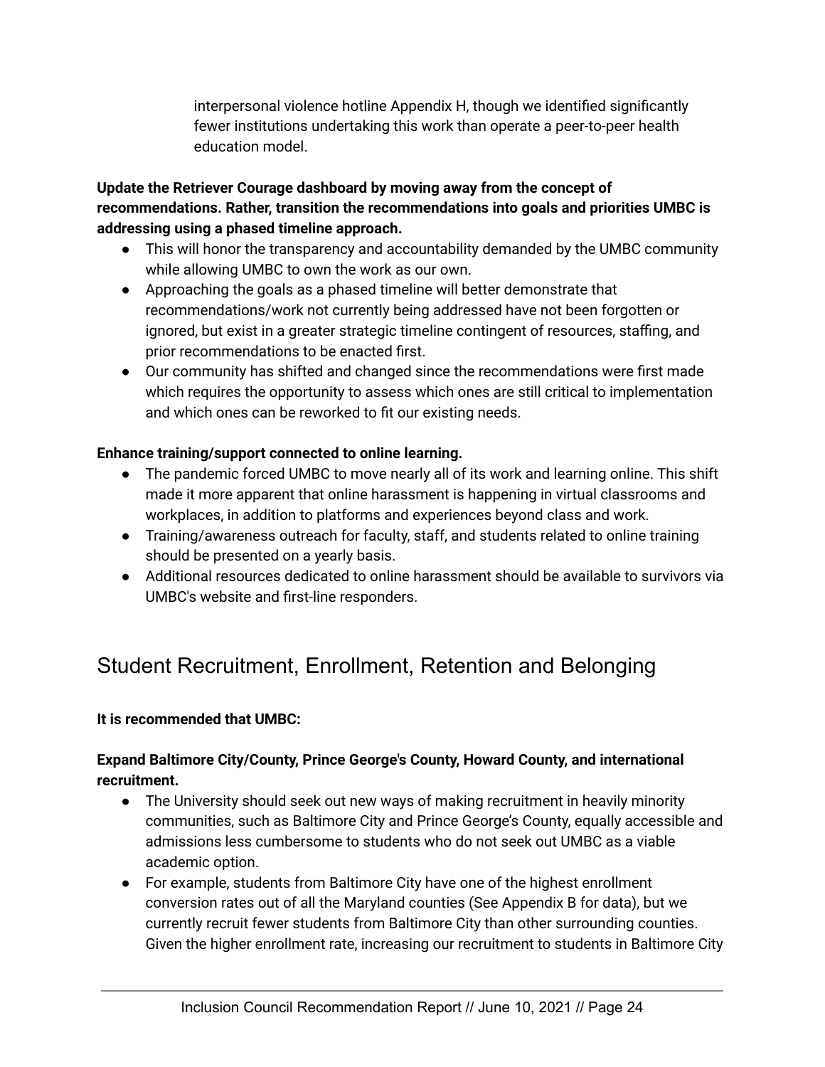interpersonal violence hotline Appendix H, though we identified significantly fewer institutions undertaking this work than operate a peer-to-peer health education model.

**Update the Retriever Courage dashboard by moving away from the concept of recommendations. Rather, transition the recommendations into goals and priorities UMBC is addressing using a phased timeline approach.**

- This will honor the transparency and accountability demanded by the UMBC community while allowing UMBC to own the work as our own.
- Approaching the goals as a phased timeline will better demonstrate that recommendations/work not currently being addressed have not been forgotten or ignored, but exist in a greater strategic timeline contingent of resources, staffing, and prior recommendations to be enacted first.
- Our community has shifted and changed since the recommendations were first made which requires the opportunity to assess which ones are still critical to implementation and which ones can be reworked to fit our existing needs.

**Enhance training/support connected to online learning.**

- The pandemic forced UMBC to move nearly all of its work and learning online. This shift made it more apparent that online harassment is happening in virtual classrooms and workplaces, in addition to platforms and experiences beyond class and work.
- Training/awareness outreach for faculty, staff, and students related to online training should be presented on a yearly basis.
- Additional resources dedicated to online harassment should be available to survivors via UMBC's website and first-line responders.

## Student Recruitment, Enrollment, Retention and Belonging

**It is recommended that UMBC:**

**Expand Baltimore City/County, Prince George's County, Howard County, and international recruitment.**

- The University should seek out new ways of making recruitment in heavily minority communities, such as Baltimore City and Prince George's County, equally accessible and admissions less cumbersome to students who do not seek out UMBC as a viable academic option.
- For example, students from Baltimore City have one of the highest enrollment conversion rates out of all the Maryland counties (See Appendix B for data), but we currently recruit fewer students from Baltimore City than other surrounding counties. Given the higher enrollment rate, increasing our recruitment to students in Baltimore City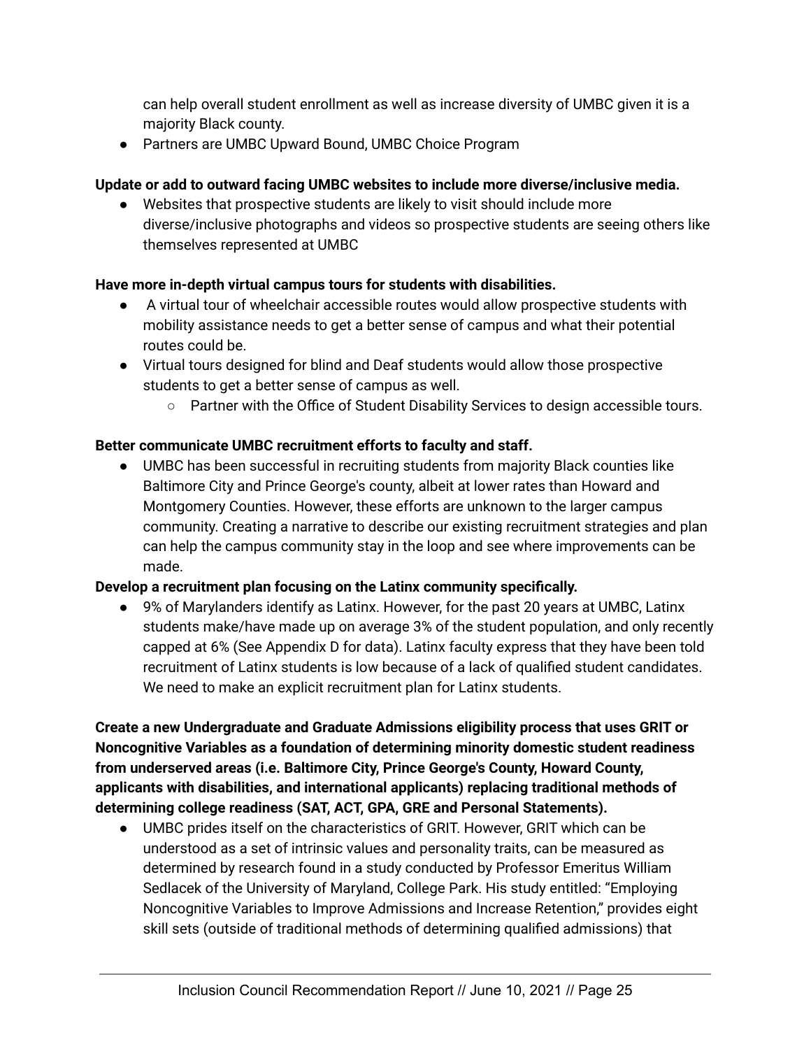can help overall student enrollment as well as increase diversity of UMBC given it is a majority Black county.

- Partners are UMBC Upward Bound, UMBC Choice Program

**Update or add to outward facing UMBC websites to include more diverse/inclusive media.**

- Websites that prospective students are likely to visit should include more diverse/inclusive photographs and videos so prospective students are seeing others like themselves represented at UMBC

**Have more in-depth virtual campus tours for students with disabilities.**

- A virtual tour of wheelchair accessible routes would allow prospective students with mobility assistance needs to get a better sense of campus and what their potential routes could be.
- Virtual tours designed for blind and Deaf students would allow those prospective students to get a better sense of campus as well.
  - Partner with the Office of Student Disability Services to design accessible tours.

**Better communicate UMBC recruitment efforts to faculty and staff.**

- UMBC has been successful in recruiting students from majority Black counties like Baltimore City and Prince George's county, albeit at lower rates than Howard and Montgomery Counties. However, these efforts are unknown to the larger campus community. Creating a narrative to describe our existing recruitment strategies and plan can help the campus community stay in the loop and see where improvements can be made.

**Develop a recruitment plan focusing on the Latinx community specifically.**

- 9% of Marylanders identify as Latinx. However, for the past 20 years at UMBC, Latinx students make/have made up on average 3% of the student population, and only recently capped at 6% (See Appendix D for data). Latinx faculty express that they have been told recruitment of Latinx students is low because of a lack of qualified student candidates. We need to make an explicit recruitment plan for Latinx students.

**Create a new Undergraduate and Graduate Admissions eligibility process that uses GRIT or Noncognitive Variables as a foundation of determining minority domestic student readiness from underserved areas (i.e. Baltimore City, Prince George's County, Howard County, applicants with disabilities, and international applicants) replacing traditional methods of determining college readiness (SAT, ACT, GPA, GRE and Personal Statements).**

- UMBC prides itself on the characteristics of GRIT. However, GRIT which can be understood as a set of intrinsic values and personality traits, can be measured as determined by research found in a study conducted by Professor Emeritus William Sedlacek of the University of Maryland, College Park. His study entitled: "Employing Noncognitive Variables to Improve Admissions and Increase Retention," provides eight skill sets (outside of traditional methods of determining qualified admissions) that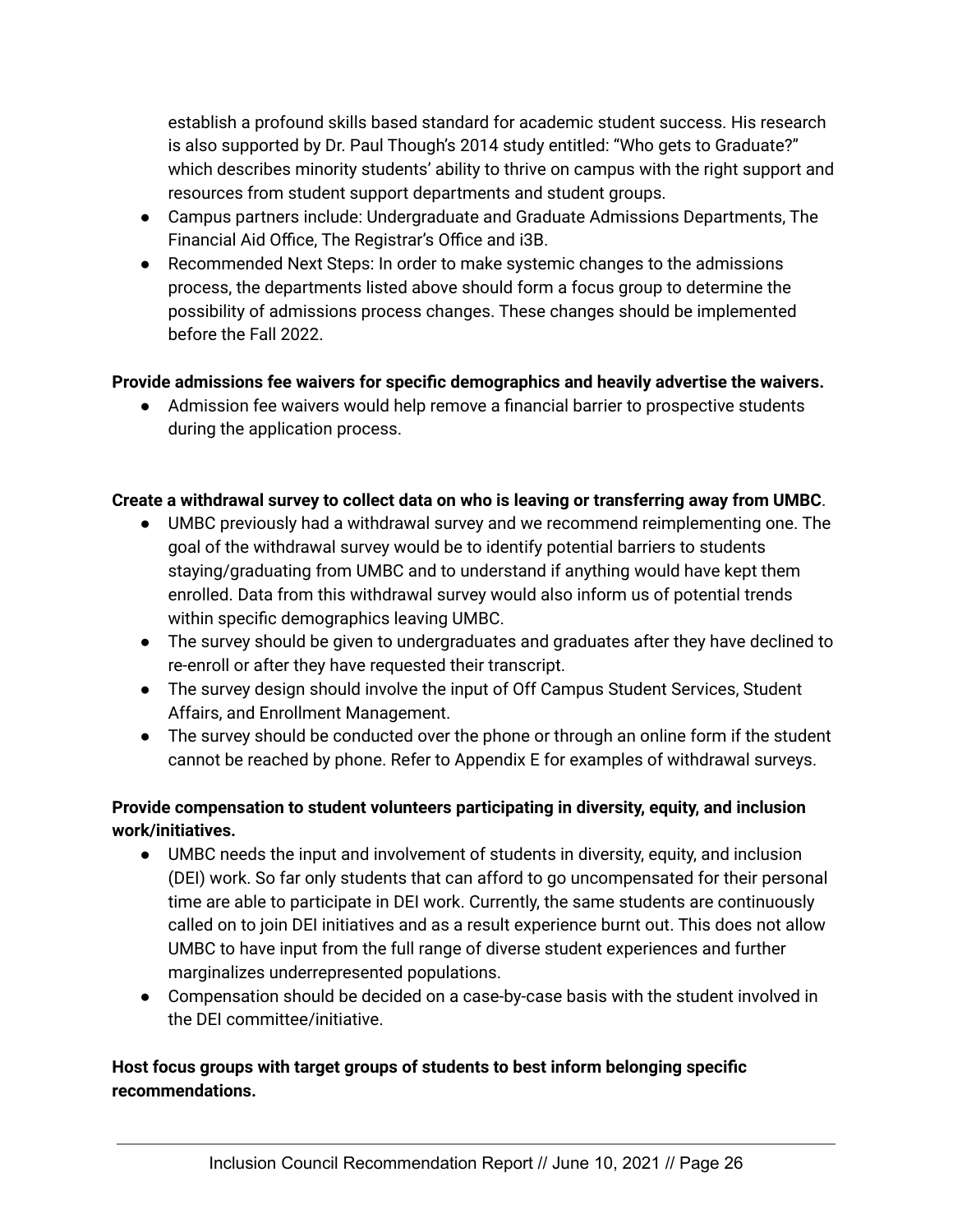establish a profound skills based standard for academic student success. His research is also supported by Dr. Paul Though's 2014 study entitled: "Who gets to Graduate?" which describes minority students' ability to thrive on campus with the right support and resources from student support departments and student groups.

- Campus partners include: Undergraduate and Graduate Admissions Departments, The Financial Aid Office, The Registrar's Office and i3B.
- Recommended Next Steps: In order to make systemic changes to the admissions process, the departments listed above should form a focus group to determine the possibility of admissions process changes. These changes should be implemented before the Fall 2022.

**Provide admissions fee waivers for specific demographics and heavily advertise the waivers.**

- Admission fee waivers would help remove a financial barrier to prospective students during the application process.

**Create a withdrawal survey to collect data on who is leaving or transferring away from UMBC**.

- UMBC previously had a withdrawal survey and we recommend reimplementing one. The goal of the withdrawal survey would be to identify potential barriers to students staying/graduating from UMBC and to understand if anything would have kept them enrolled. Data from this withdrawal survey would also inform us of potential trends within specific demographics leaving UMBC.
- The survey should be given to undergraduates and graduates after they have declined to re-enroll or after they have requested their transcript.
- The survey design should involve the input of Off Campus Student Services, Student Affairs, and Enrollment Management.
- The survey should be conducted over the phone or through an online form if the student cannot be reached by phone. Refer to Appendix E for examples of withdrawal surveys.

**Provide compensation to student volunteers participating in diversity, equity, and inclusion work/initiatives.**

- UMBC needs the input and involvement of students in diversity, equity, and inclusion (DEI) work. So far only students that can afford to go uncompensated for their personal time are able to participate in DEI work. Currently, the same students are continuously called on to join DEI initiatives and as a result experience burnt out. This does not allow UMBC to have input from the full range of diverse student experiences and further marginalizes underrepresented populations.
- Compensation should be decided on a case-by-case basis with the student involved in the DEI committee/initiative.

**Host focus groups with target groups of students to best inform belonging specific recommendations.**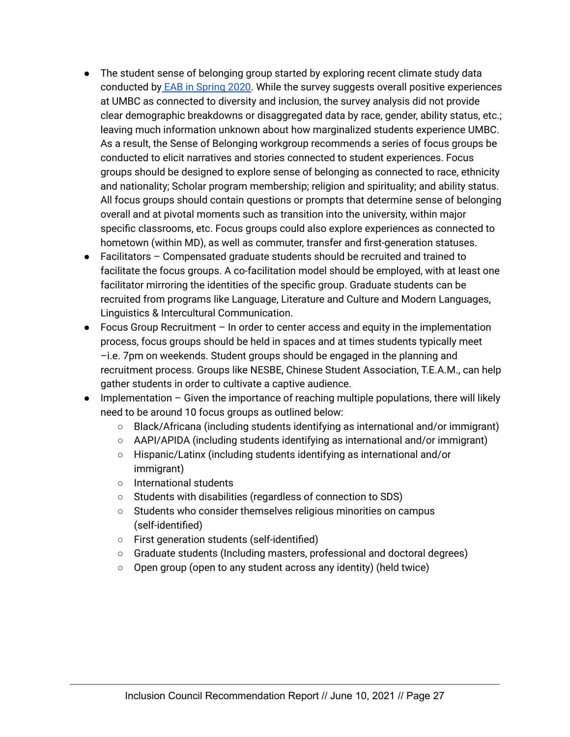- The student sense of belonging group started by exploring recent climate study data conducted by [EAB in Spring 2020](). While the survey suggests overall positive experiences at UMBC as connected to diversity and inclusion, the survey analysis did not provide clear demographic breakdowns or disaggregated data by race, gender, ability status, etc.; leaving much information unknown about how marginalized students experience UMBC. As a result, the Sense of Belonging workgroup recommends a series of focus groups be conducted to elicit narratives and stories connected to student experiences. Focus groups should be designed to explore sense of belonging as connected to race, ethnicity and nationality; Scholar program membership; religion and spirituality; and ability status. All focus groups should contain questions or prompts that determine sense of belonging overall and at pivotal moments such as transition into the university, within major specific classrooms, etc. Focus groups could also explore experiences as connected to hometown (within MD), as well as commuter, transfer and first-generation statuses.
- Facilitators – Compensated graduate students should be recruited and trained to facilitate the focus groups. A co-facilitation model should be employed, with at least one facilitator mirroring the identities of the specific group. Graduate students can be recruited from programs like Language, Literature and Culture and Modern Languages, Linguistics & Intercultural Communication.
- Focus Group Recruitment – In order to center access and equity in the implementation process, focus groups should be held in spaces and at times students typically meet –i.e. 7pm on weekends. Student groups should be engaged in the planning and recruitment process. Groups like NESBE, Chinese Student Association, T.E.A.M., can help gather students in order to cultivate a captive audience.
- Implementation – Given the importance of reaching multiple populations, there will likely need to be around 10 focus groups as outlined below:
    - Black/Africana (including students identifying as international and/or immigrant)
    - AAPI/APIDA (including students identifying as international and/or immigrant)
    - Hispanic/Latinx (including students identifying as international and/or immigrant)
    - International students
    - Students with disabilities (regardless of connection to SDS)
    - Students who consider themselves religious minorities on campus (self-identified)
    - First generation students (self-identified)
    - Graduate students (Including masters, professional and doctoral degrees)
    - Open group (open to any student across any identity) (held twice)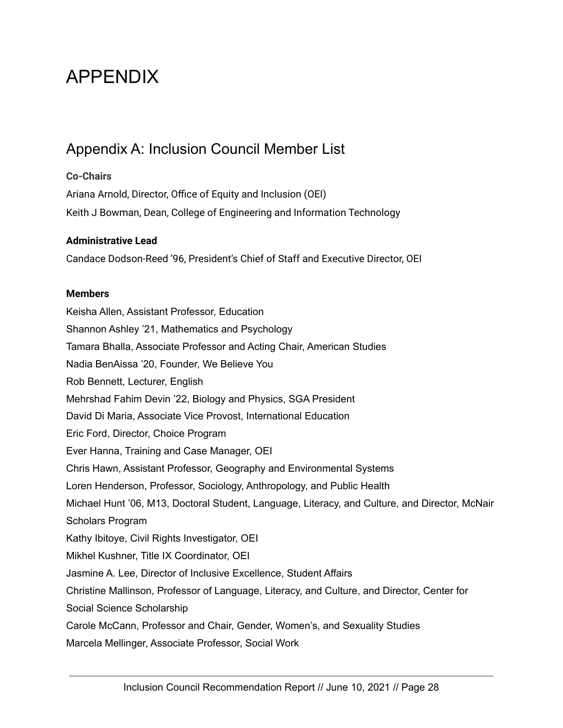# APPENDIX

## Appendix A: Inclusion Council Member List

**Co-Chairs**

Ariana Arnold, Director, Office of Equity and Inclusion (OEI)

Keith J Bowman, Dean, College of Engineering and Information Technology

**Administrative Lead**

Candace Dodson-Reed '96, President's Chief of Staff and Executive Director, OEI

**Members**

Keisha Allen, Assistant Professor, Education

Shannon Ashley '21, Mathematics and Psychology

Tamara Bhalla, Associate Professor and Acting Chair, American Studies

Nadia BenAissa '20, Founder, We Believe You

Rob Bennett, Lecturer, English

Mehrshad Fahim Devin '22, Biology and Physics, SGA President

David Di Maria, Associate Vice Provost, International Education

Eric Ford, Director, Choice Program

Ever Hanna, Training and Case Manager, OEI

Chris Hawn, Assistant Professor, Geography and Environmental Systems

Loren Henderson, Professor, Sociology, Anthropology, and Public Health

Michael Hunt '06, M13, Doctoral Student, Language, Literacy, and Culture, and Director, McNair Scholars Program

Kathy Ibitoye, Civil Rights Investigator, OEI

Mikhel Kushner, Title IX Coordinator, OEI

Jasmine A. Lee, Director of Inclusive Excellence, Student Affairs

Christine Mallinson, Professor of Language, Literacy, and Culture, and Director, Center for Social Science Scholarship

Carole McCann, Professor and Chair, Gender, Women's, and Sexuality Studies

Marcela Mellinger, Associate Professor, Social Work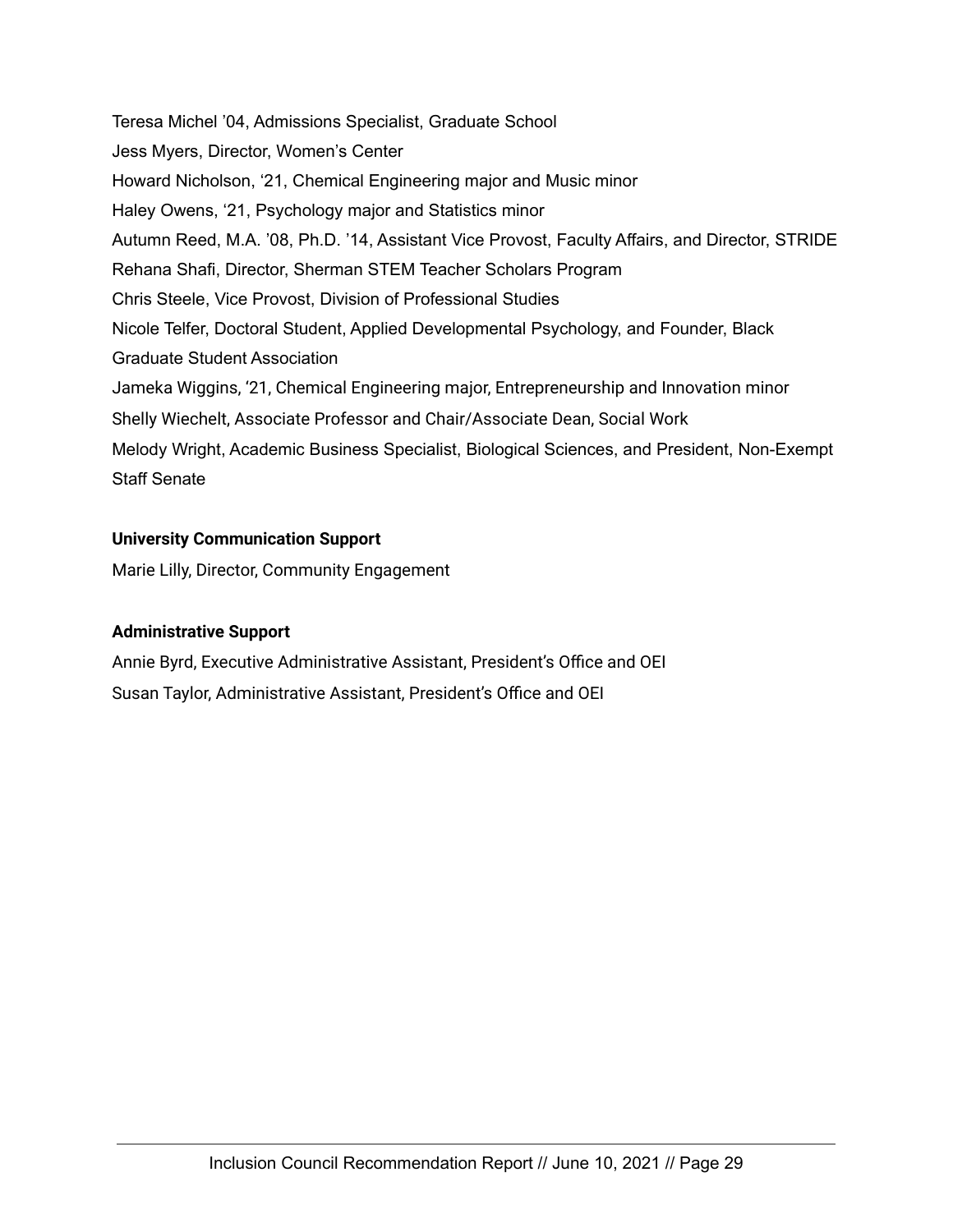Teresa Michel ’04, Admissions Specialist, Graduate School

Jess Myers, Director, Women’s Center

Howard Nicholson, ‘21, Chemical Engineering major and Music minor

Haley Owens, ‘21, Psychology major and Statistics minor

Autumn Reed, M.A. ’08, Ph.D. ’14, Assistant Vice Provost, Faculty Affairs, and Director, STRIDE

Rehana Shafi, Director, Sherman STEM Teacher Scholars Program

Chris Steele, Vice Provost, Division of Professional Studies

Nicole Telfer, Doctoral Student, Applied Developmental Psychology, and Founder, Black Graduate Student Association

Jameka Wiggins, ‘21, Chemical Engineering major, Entrepreneurship and Innovation minor

Shelly Wiechelt, Associate Professor and Chair/Associate Dean, Social Work

Melody Wright, Academic Business Specialist, Biological Sciences, and President, Non-Exempt Staff Senate

**University Communication Support**

Marie Lilly, Director, Community Engagement

**Administrative Support**

Annie Byrd, Executive Administrative Assistant, President’s Office and OEI

Susan Taylor, Administrative Assistant, President’s Office and OEI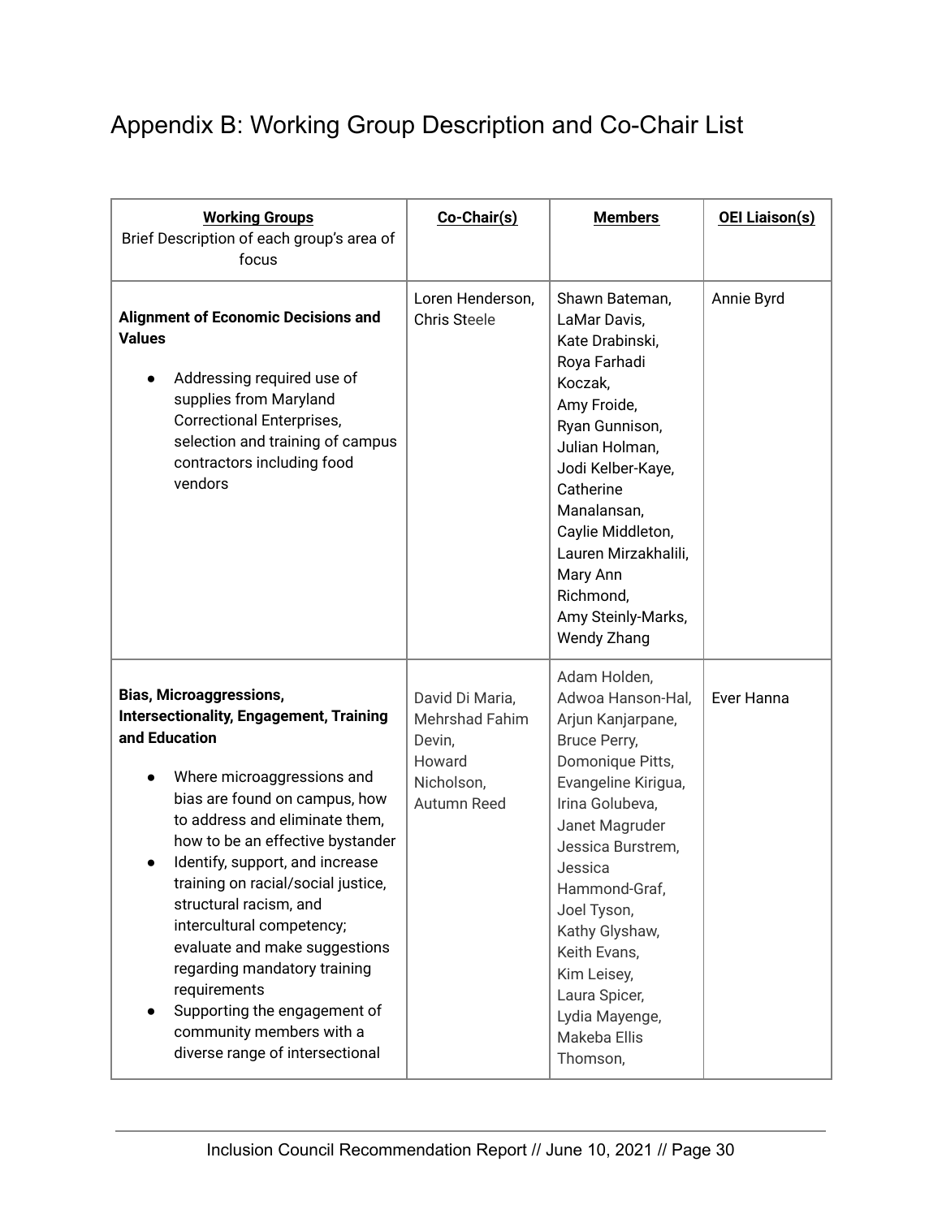# Appendix B: Working Group Description and Co-Chair List

| **Working Groups**<br>Brief Description of each group's area of focus | **Co-Chair(s)** | **Members** | **OEI Liaison(s)** |
|---|---|---|---|
| **Alignment of Economic Decisions and Values**<br><br>• Addressing required use of supplies from Maryland Correctional Enterprises, selection and training of campus contractors including food vendors | Loren Henderson, Chris Steele | Shawn Bateman, LaMar Davis, Kate Drabinski, Roya Farhadi Koczak, Amy Froide, Ryan Gunnison, Julian Holman, Jodi Kelber-Kaye, Catherine Manalansan, Caylie Middleton, Lauren Mirzakhalili, Mary Ann Richmond, Amy Steinly-Marks, Wendy Zhang | Annie Byrd |
| **Bias, Microaggressions, Intersectionality, Engagement, Training and Education**<br><br>• Where microaggressions and bias are found on campus, how to address and eliminate them, how to be an effective bystander<br>• Identify, support, and increase training on racial/social justice, structural racism, and intercultural competency; evaluate and make suggestions regarding mandatory training requirements<br>• Supporting the engagement of community members with a diverse range of intersectional | David Di Maria, Mehrshad Fahim Devin, Howard Nicholson, Autumn Reed | Adam Holden, Adwoa Hanson-Hal, Arjun Kanjarpane, Bruce Perry, Domonique Pitts, Evangeline Kirigua, Irina Golubeva, Janet Magruder Jessica Burstrem, Jessica Hammond-Graf, Joel Tyson, Kathy Glyshaw, Keith Evans, Kim Leisey, Laura Spicer, Lydia Mayenge, Makeba Ellis Thomson, | Ever Hanna |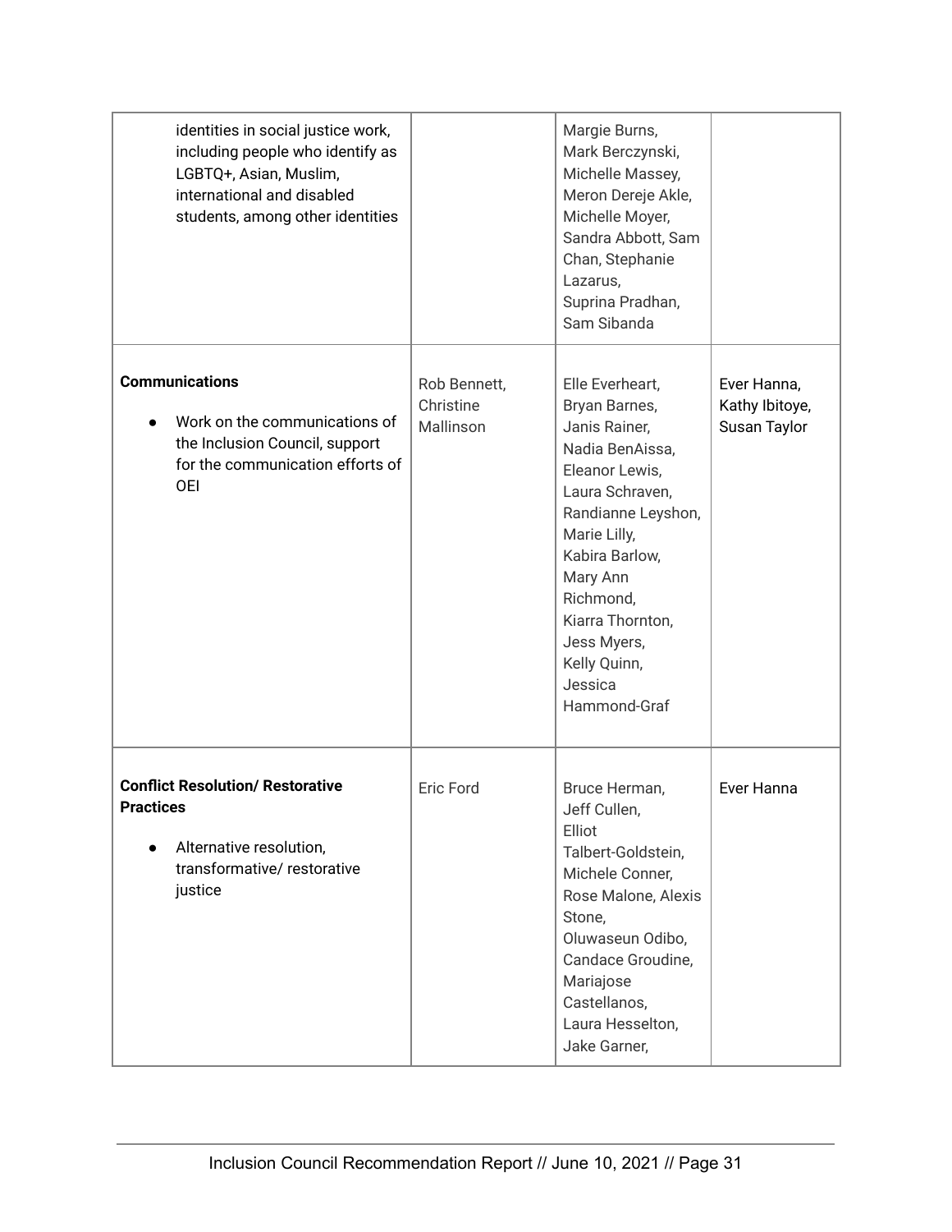| | | | |
|---|---|---|---|
| identities in social justice work, including people who identify as LGBTQ+, Asian, Muslim, international and disabled students, among other identities | | Margie Burns, Mark Berczynski, Michelle Massey, Meron Dereje Akle, Michelle Moyer, Sandra Abbott, Sam Chan, Stephanie Lazarus, Suprina Pradhan, Sam Sibanda | |
| **Communications**<br><br>• Work on the communications of the Inclusion Council, support for the communication efforts of OEI | Rob Bennett, Christine Mallinson | Elle Everheart, Bryan Barnes, Janis Rainer, Nadia BenAissa, Eleanor Lewis, Laura Schraven, Randianne Leyshon, Marie Lilly, Kabira Barlow, Mary Ann Richmond, Kiarra Thornton, Jess Myers, Kelly Quinn, Jessica Hammond-Graf | Ever Hanna, Kathy Ibitoye, Susan Taylor |
| **Conflict Resolution/ Restorative Practices**<br><br>• Alternative resolution, transformative/ restorative justice | Eric Ford | Bruce Herman, Jeff Cullen, Elliot Talbert-Goldstein, Michele Conner, Rose Malone, Alexis Stone, Oluwaseun Odibo, Candace Groudine, Mariajose Castellanos, Laura Hesselton, Jake Garner, | Ever Hanna |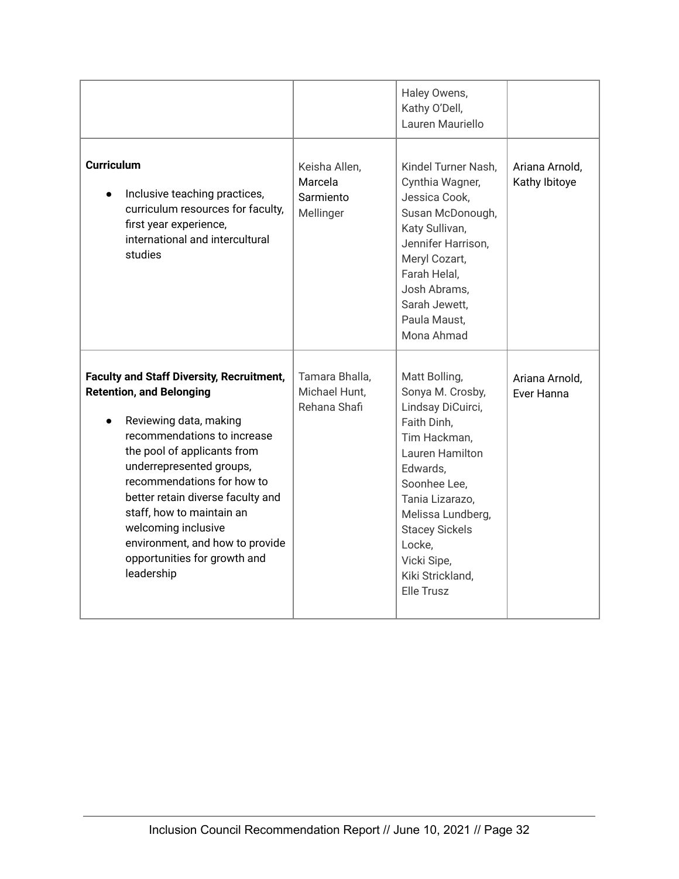| | | | |
|---|---|---|---|
| | | Haley Owens, Kathy O'Dell, Lauren Mauriello | |
| **Curriculum**<br><br>● Inclusive teaching practices, curriculum resources for faculty, first year experience, international and intercultural studies | Keisha Allen, Marcela Sarmiento Mellinger | Kindel Turner Nash, Cynthia Wagner, Jessica Cook, Susan McDonough, Katy Sullivan, Jennifer Harrison, Meryl Cozart, Farah Helal, Josh Abrams, Sarah Jewett, Paula Maust, Mona Ahmad | Ariana Arnold, Kathy Ibitoye |
| **Faculty and Staff Diversity, Recruitment, Retention, and Belonging**<br><br>● Reviewing data, making recommendations to increase the pool of applicants from underrepresented groups, recommendations for how to better retain diverse faculty and staff, how to maintain an welcoming inclusive environment, and how to provide opportunities for growth and leadership | Tamara Bhalla, Michael Hunt, Rehana Shafi | Matt Bolling, Sonya M. Crosby, Lindsay DiCuirci, Faith Dinh, Tim Hackman, Lauren Hamilton Edwards, Soonhee Lee, Tania Lizarazo, Melissa Lundberg, Stacey Sickels Locke, Vicki Sipe, Kiki Strickland, Elle Trusz | Ariana Arnold, Ever Hanna |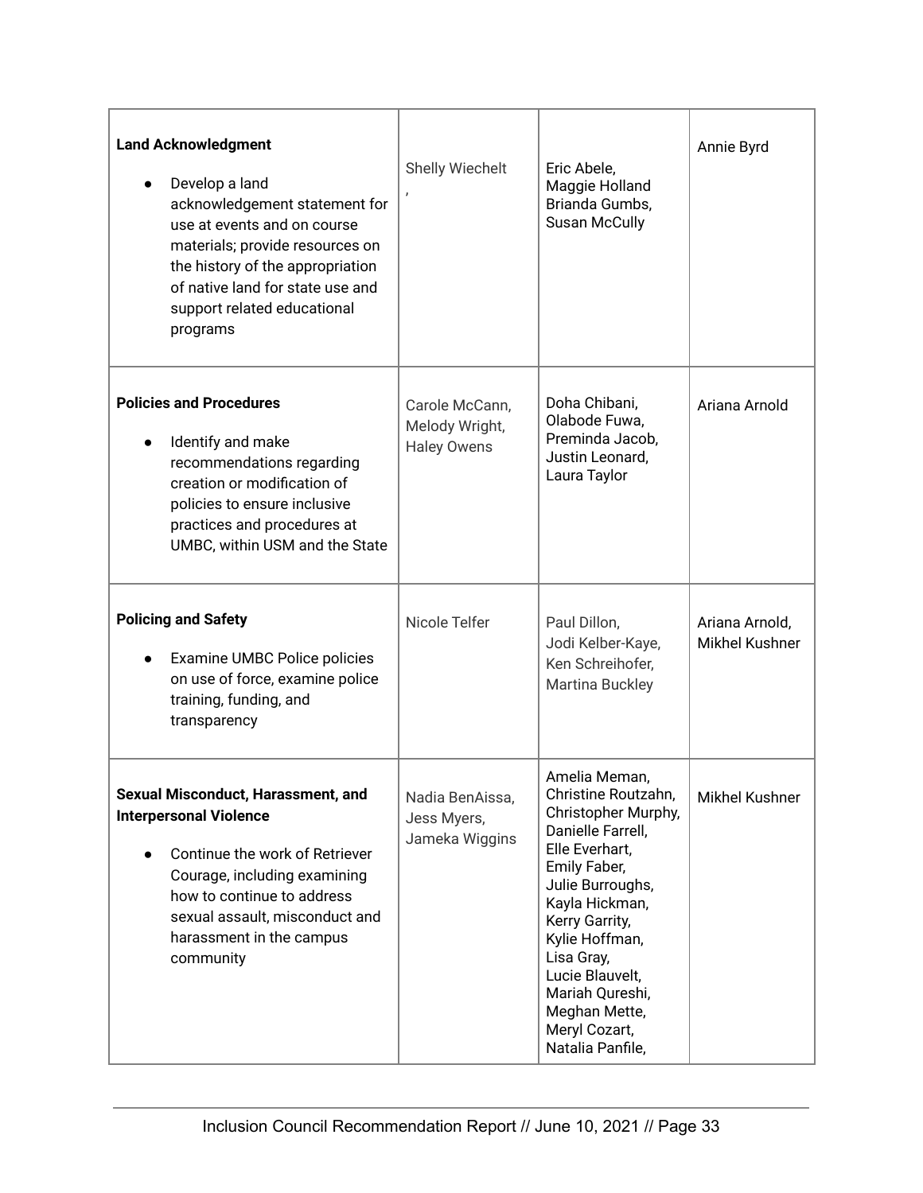| | | | |
|---|---|---|---|
| **Land Acknowledgment**<br><br>● Develop a land acknowledgement statement for use at events and on course materials; provide resources on the history of the appropriation of native land for state use and support related educational programs | Shelly Wiechelt<br>, | Eric Abele,<br>Maggie Holland<br>Brianda Gumbs,<br>Susan McCully | Annie Byrd |
| **Policies and Procedures**<br><br>● Identify and make recommendations regarding creation or modification of policies to ensure inclusive practices and procedures at UMBC, within USM and the State | Carole McCann,<br>Melody Wright,<br>Haley Owens | Doha Chibani,<br>Olabode Fuwa,<br>Preminda Jacob,<br>Justin Leonard,<br>Laura Taylor | Ariana Arnold |
| **Policing and Safety**<br><br>● Examine UMBC Police policies on use of force, examine police training, funding, and transparency | Nicole Telfer | Paul Dillon,<br>Jodi Kelber-Kaye,<br>Ken Schreihofer,<br>Martina Buckley | Ariana Arnold,<br>Mikhel Kushner |
| **Sexual Misconduct, Harassment, and Interpersonal Violence**<br><br>● Continue the work of Retriever Courage, including examining how to continue to address sexual assault, misconduct and harassment in the campus community | Nadia BenAissa,<br>Jess Myers,<br>Jameka Wiggins | Amelia Meman,<br>Christine Routzahn,<br>Christopher Murphy,<br>Danielle Farrell,<br>Elle Everhart,<br>Emily Faber,<br>Julie Burroughs,<br>Kayla Hickman,<br>Kerry Garrity,<br>Kylie Hoffman,<br>Lisa Gray,<br>Lucie Blauvelt,<br>Mariah Qureshi,<br>Meghan Mette,<br>Meryl Cozart,<br>Natalia Panfile, | Mikhel Kushner |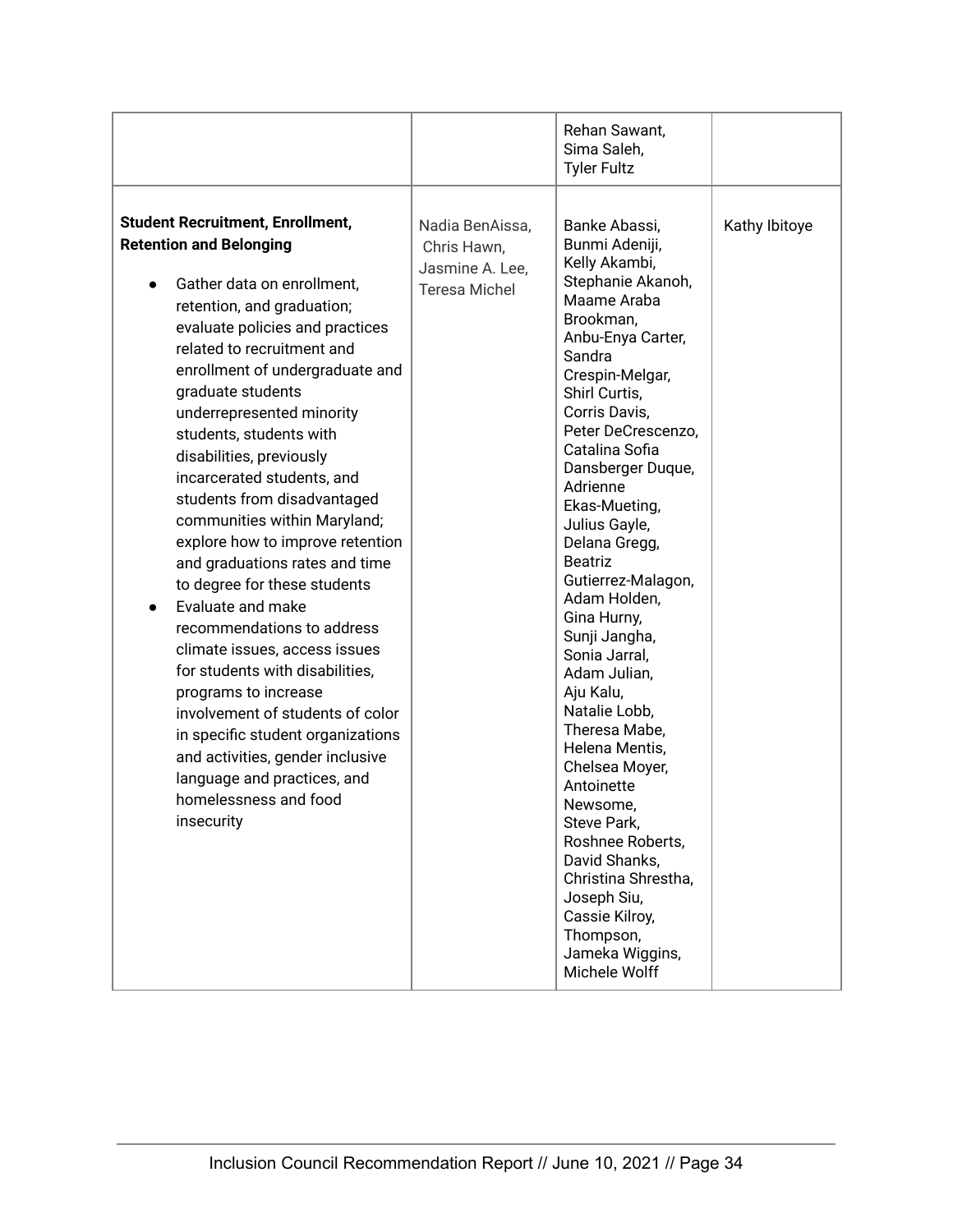| | | | |
|---|---|---|---|
| | | Rehan Sawant, Sima Saleh, Tyler Fultz | |
| **Student Recruitment, Enrollment, Retention and Belonging**<br><br>● Gather data on enrollment, retention, and graduation; evaluate policies and practices related to recruitment and enrollment of undergraduate and graduate students underrepresented minority students, students with disabilities, previously incarcerated students, and students from disadvantaged communities within Maryland; explore how to improve retention and graduations rates and time to degree for these students<br>● Evaluate and make recommendations to address climate issues, access issues for students with disabilities, programs to increase involvement of students of color in specific student organizations and activities, gender inclusive language and practices, and homelessness and food insecurity | Nadia BenAissa, Chris Hawn, Jasmine A. Lee, Teresa Michel | Banke Abassi, Bunmi Adeniji, Kelly Akambi, Stephanie Akanoh, Maame Araba Brookman, Anbu-Enya Carter, Sandra Crespin-Melgar, Shirl Curtis, Corris Davis, Peter DeCrescenzo, Catalina Sofia Dansberger Duque, Adrienne Ekas-Mueting, Julius Gayle, Delana Gregg, Beatriz Gutierrez-Malagon, Adam Holden, Gina Hurny, Sunji Jangha, Sonia Jarral, Adam Julian, Aju Kalu, Natalie Lobb, Theresa Mabe, Helena Mentis, Chelsea Moyer, Antoinette Newsome, Steve Park, Roshnee Roberts, David Shanks, Christina Shrestha, Joseph Siu, Cassie Kilroy, Thompson, Jameka Wiggins, Michele Wolff | Kathy Ibitoye |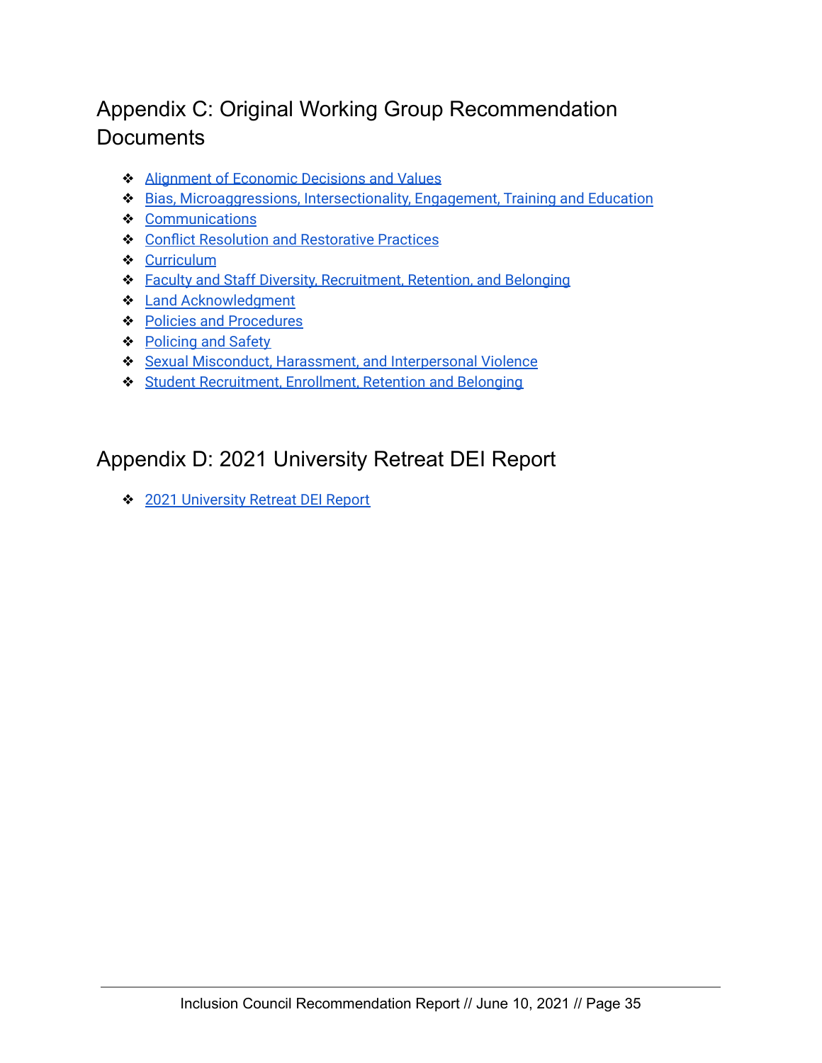## Appendix C: Original Working Group Recommendation Documents

- Alignment of Economic Decisions and Values
- Bias, Microaggressions, Intersectionality, Engagement, Training and Education
- Communications
- Conflict Resolution and Restorative Practices
- Curriculum
- Faculty and Staff Diversity, Recruitment, Retention, and Belonging
- Land Acknowledgment
- Policies and Procedures
- Policing and Safety
- Sexual Misconduct, Harassment, and Interpersonal Violence
- Student Recruitment, Enrollment, Retention and Belonging

## Appendix D: 2021 University Retreat DEI Report

- 2021 University Retreat DEI Report